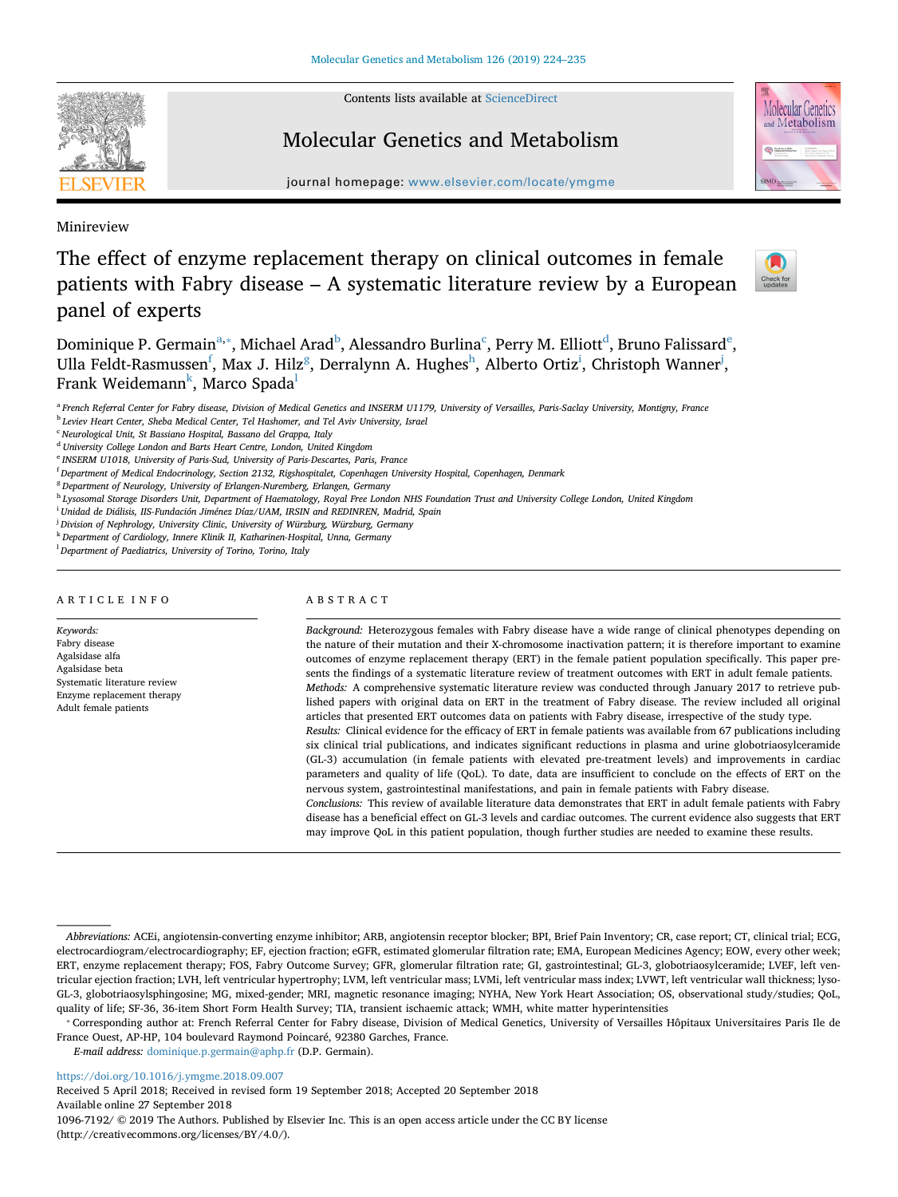Contents lists available at ScienceDirect

# Molecular Genetics and Metabolism

journal homepage: www.elsevier.com/locate/ymgme

Minireview

# The effect of enzyme replacement therapy on clinical outcomes in female patients with Fabry disease – A systematic literature review by a European panel of experts

Dominique P. Germain[a,*], Michael Arad[b], Alessandro Burlina[c], Perry M. Elliott[d], Bruno Falissard[e], Ulla Feldt-Rasmussen[f], Max J. Hilz[g], Derralynn A. Hughes[h], Alberto Ortiz[i], Christoph Wanner[j], Frank Weidemann[k], Marco Spada[l]

[a] French Referral Center for Fabry disease, Division of Medical Genetics and INSERM U1179, University of Versailles, Paris-Saclay University, Montigny, France
[b] Leviev Heart Center, Sheba Medical Center, Tel Hashomer, and Tel Aviv University, Israel
[c] Neurological Unit, St Bassiano Hospital, Bassano del Grappa, Italy
[d] University College London and Barts Heart Centre, London, United Kingdom
[e] INSERM U1018, University of Paris-Sud, University of Paris-Descartes, Paris, France
[f] Department of Medical Endocrinology, Section 2132, Rigshospitalet, Copenhagen University Hospital, Copenhagen, Denmark
[g] Department of Neurology, University of Erlangen-Nuremberg, Erlangen, Germany
[h] Lysosomal Storage Disorders Unit, Department of Haematology, Royal Free London NHS Foundation Trust and University College London, United Kingdom
[i] Unidad de Diálisis, IIS-Fundación Jiménez Díaz/UAM, IRSIN and REDINREN, Madrid, Spain
[j] Division of Nephrology, University Clinic, University of Würzburg, Würzburg, Germany
[k] Department of Cardiology, Innere Klinik II, Katharinen-Hospital, Unna, Germany
[l] Department of Paediatrics, University of Torino, Torino, Italy

## ARTICLE INFO

*Keywords:*
Fabry disease
Agalsidase alfa
Agalsidase beta
Systematic literature review
Enzyme replacement therapy
Adult female patients

## ABSTRACT

*Background:* Heterozygous females with Fabry disease have a wide range of clinical phenotypes depending on the nature of their mutation and their X-chromosome inactivation pattern; it is therefore important to examine outcomes of enzyme replacement therapy (ERT) in the female patient population specifically. This paper presents the findings of a systematic literature review of treatment outcomes with ERT in adult female patients.

*Methods:* A comprehensive systematic literature review was conducted through January 2017 to retrieve published papers with original data on ERT in the treatment of Fabry disease. The review included all original articles that presented ERT outcomes data on patients with Fabry disease, irrespective of the study type.

*Results:* Clinical evidence for the efficacy of ERT in female patients was available from 67 publications including six clinical trial publications, and indicates significant reductions in plasma and urine globotriaosylceramide (GL-3) accumulation (in female patients with elevated pre-treatment levels) and improvements in cardiac parameters and quality of life (QoL). To date, data are insufficient to conclude on the effects of ERT on the nervous system, gastrointestinal manifestations, and pain in female patients with Fabry disease.

*Conclusions:* This review of available literature data demonstrates that ERT in adult female patients with Fabry disease has a beneficial effect on GL-3 levels and cardiac outcomes. The current evidence also suggests that ERT may improve QoL in this patient population, though further studies are needed to examine these results.

---

*Abbreviations:* ACEi, angiotensin-converting enzyme inhibitor; ARB, angiotensin receptor blocker; BPI, Brief Pain Inventory; CR, case report; CT, clinical trial; ECG, electrocardiogram/electrocardiography; EF, ejection fraction; eGFR, estimated glomerular filtration rate; EMA, European Medicines Agency; EOW, every other week; ERT, enzyme replacement therapy; FOS, Fabry Outcome Survey; GFR, glomerular filtration rate; GI, gastrointestinal; GL-3, globotriaosylceramide; LVEF, left ventricular ejection fraction; LVH, left ventricular hypertrophy; LVM, left ventricular mass; LVMi, left ventricular mass index; LVWT, left ventricular wall thickness; lyso-GL-3, globotriaosylsphingosine; MG, mixed-gender; MRI, magnetic resonance imaging; NYHA, New York Heart Association; OS, observational study/studies; QoL, quality of life; SF-36, 36-item Short Form Health Survey; TIA, transient ischaemic attack; WMH, white matter hyperintensities

* Corresponding author at: French Referral Center for Fabry disease, Division of Medical Genetics, University of Versailles Hôpitaux Universitaires Paris Ile de France Ouest, AP-HP, 104 boulevard Raymond Poincaré, 92380 Garches, France.

*E-mail address:* dominique.p.germain@aphp.fr (D.P. Germain).

https://doi.org/10.1016/j.ymgme.2018.09.007
Received 5 April 2018; Received in revised form 19 September 2018; Accepted 20 September 2018
Available online 27 September 2018
1096-7192/ © 2019 The Authors. Published by Elsevier Inc. This is an open access article under the CC BY license (http://creativecommons.org/licenses/BY/4.0/).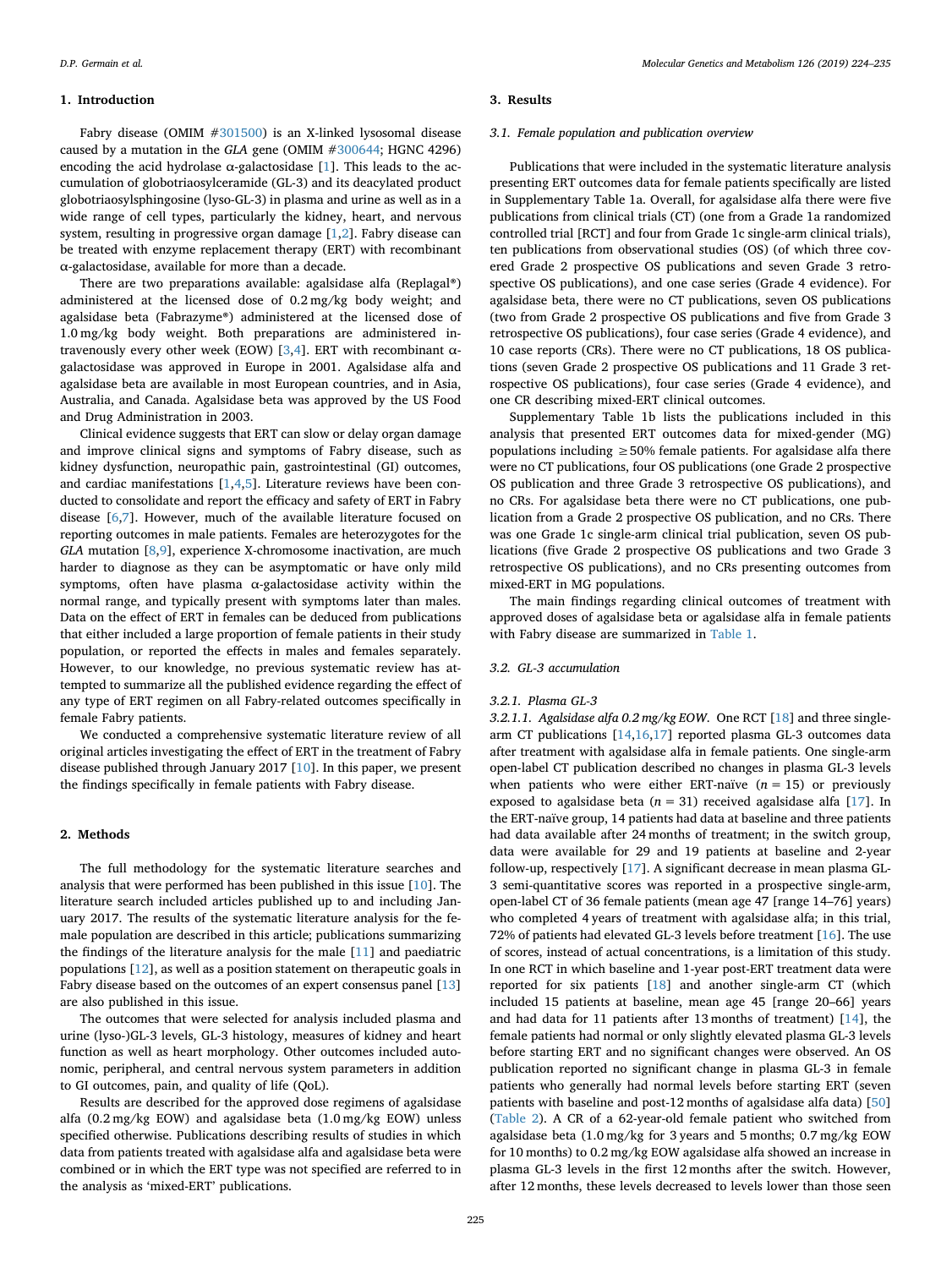## 1. Introduction

Fabry disease (OMIM #301500) is an X-linked lysosomal disease caused by a mutation in the *GLA* gene (OMIM #300644; HGNC 4296) encoding the acid hydrolase α-galactosidase [1]. This leads to the accumulation of globotriaosylceramide (GL-3) and its deacylated product globotriaosylsphingosine (lyso-GL-3) in plasma and urine as well as in a wide range of cell types, particularly the kidney, heart, and nervous system, resulting in progressive organ damage [1,2]. Fabry disease can be treated with enzyme replacement therapy (ERT) with recombinant α-galactosidase, available for more than a decade.

There are two preparations available: agalsidase alfa (Replagal®) administered at the licensed dose of 0.2 mg/kg body weight; and agalsidase beta (Fabrazyme®) administered at the licensed dose of 1.0 mg/kg body weight. Both preparations are administered intravenously every other week (EOW) [3,4]. ERT with recombinant α-galactosidase was approved in Europe in 2001. Agalsidase alfa and agalsidase beta are available in most European countries, and in Asia, Australia, and Canada. Agalsidase beta was approved by the US Food and Drug Administration in 2003.

Clinical evidence suggests that ERT can slow or delay organ damage and improve clinical signs and symptoms of Fabry disease, such as kidney dysfunction, neuropathic pain, gastrointestinal (GI) outcomes, and cardiac manifestations [1,4,5]. Literature reviews have been conducted to consolidate and report the efficacy and safety of ERT in Fabry disease [6,7]. However, much of the available literature focused on reporting outcomes in male patients. Females are heterozygotes for the *GLA* mutation [8,9], experience X-chromosome inactivation, are much harder to diagnose as they can be asymptomatic or have only mild symptoms, often have plasma α-galactosidase activity within the normal range, and typically present with symptoms later than males. Data on the effect of ERT in females can be deduced from publications that either included a large proportion of female patients in their study population, or reported the effects in males and females separately. However, to our knowledge, no previous systematic review has attempted to summarize all the published evidence regarding the effect of any type of ERT regimen on all Fabry-related outcomes specifically in female Fabry patients.

We conducted a comprehensive systematic literature review of all original articles investigating the effect of ERT in the treatment of Fabry disease published through January 2017 [10]. In this paper, we present the findings specifically in female patients with Fabry disease.

## 2. Methods

The full methodology for the systematic literature searches and analysis that were performed has been published in this issue [10]. The literature search included articles published up to and including January 2017. The results of the systematic literature analysis for the female population are described in this article; publications summarizing the findings of the literature analysis for the male [11] and paediatric populations [12], as well as a position statement on therapeutic goals in Fabry disease based on the outcomes of an expert consensus panel [13] are also published in this issue.

The outcomes that were selected for analysis included plasma and urine (lyso-)GL-3 levels, GL-3 histology, measures of kidney and heart function as well as heart morphology. Other outcomes included autonomic, peripheral, and central nervous system parameters in addition to GI outcomes, pain, and quality of life (QoL).

Results are described for the approved dose regimens of agalsidase alfa (0.2 mg/kg EOW) and agalsidase beta (1.0 mg/kg EOW) unless specified otherwise. Publications describing results of studies in which data from patients treated with agalsidase alfa and agalsidase beta were combined or in which the ERT type was not specified are referred to in the analysis as 'mixed-ERT' publications.

## 3. Results

### 3.1. Female population and publication overview

Publications that were included in the systematic literature analysis presenting ERT outcomes data for female patients specifically are listed in Supplementary Table 1a. Overall, for agalsidase alfa there were five publications from clinical trials (CT) (one from a Grade 1a randomized controlled trial [RCT] and four from Grade 1c single-arm clinical trials), ten publications from observational studies (OS) (of which three covered Grade 2 prospective OS publications and seven Grade 3 retrospective OS publications), and one case series (Grade 4 evidence). For agalsidase beta, there were no CT publications, seven OS publications (two from Grade 2 prospective OS publications and five from Grade 3 retrospective OS publications), four case series (Grade 4 evidence), and 10 case reports (CRs). There were no CT publications, 18 OS publications (seven Grade 2 prospective OS publications and 11 Grade 3 retrospective OS publications), four case series (Grade 4 evidence), and one CR describing mixed-ERT clinical outcomes.

Supplementary Table 1b lists the publications included in this analysis that presented ERT outcomes data for mixed-gender (MG) populations including ≥50% female patients. For agalsidase alfa there were no CT publications, four OS publications (one Grade 2 prospective OS publication and three Grade 3 retrospective OS publications), and no CRs. For agalsidase beta there were no CT publications, one publication from a Grade 2 prospective OS publication, and no CRs. There was one Grade 1c single-arm clinical trial publication, seven OS publications (five Grade 2 prospective OS publications and two Grade 3 retrospective OS publications), and no CRs presenting outcomes from mixed-ERT in MG populations.

The main findings regarding clinical outcomes of treatment with approved doses of agalsidase beta or agalsidase alfa in female patients with Fabry disease are summarized in Table 1.

### 3.2. GL-3 accumulation

#### 3.2.1. Plasma GL-3

*3.2.1.1. Agalsidase alfa 0.2 mg/kg EOW.* One RCT [18] and three single-arm CT publications [14,16,17] reported plasma GL-3 outcomes data after treatment with agalsidase alfa in female patients. One single-arm open-label CT publication described no changes in plasma GL-3 levels when patients who were either ERT-naïve ($n$ = 15) or previously exposed to agalsidase beta ($n$ = 31) received agalsidase alfa [17]. In the ERT-naïve group, 14 patients had data at baseline and three patients had data available after 24 months of treatment; in the switch group, data were available for 29 and 19 patients at baseline and 2-year follow-up, respectively [17]. A significant decrease in mean plasma GL-3 semi-quantitative scores was reported in a prospective single-arm, open-label CT of 36 female patients (mean age 47 [range 14–76] years) who completed 4 years of treatment with agalsidase alfa; in this trial, 72% of patients had elevated GL-3 levels before treatment [16]. The use of scores, instead of actual concentrations, is a limitation of this study. In one RCT in which baseline and 1-year post-ERT treatment data were reported for six patients [18] and another single-arm CT (which included 15 patients at baseline, mean age 45 [range 20–66] years and had data for 11 patients after 13 months of treatment) [14], the female patients had normal or only slightly elevated plasma GL-3 levels before starting ERT and no significant changes were observed. An OS publication reported no significant change in plasma GL-3 in female patients who generally had normal levels before starting ERT (seven patients with baseline and post-12 months of agalsidase alfa data) [50] (Table 2). A CR of a 62-year-old female patient who switched from agalsidase beta (1.0 mg/kg for 3 years and 5 months; 0.7 mg/kg EOW for 10 months) to 0.2 mg/kg EOW agalsidase alfa showed an increase in plasma GL-3 levels in the first 12 months after the switch. However, after 12 months, these levels decreased to levels lower than those seen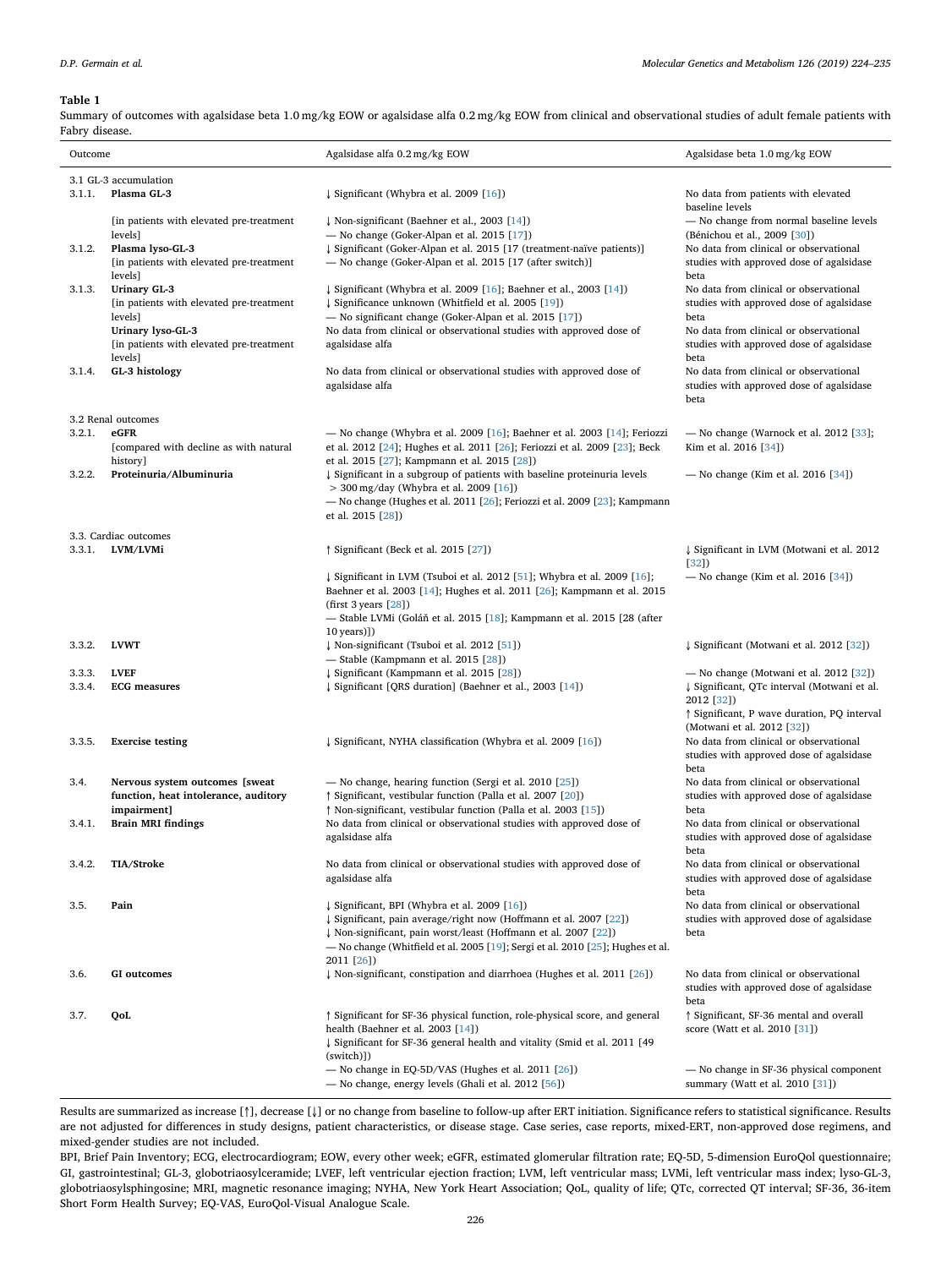**Table 1**

Summary of outcomes with agalsidase beta 1.0 mg/kg EOW or agalsidase alfa 0.2 mg/kg EOW from clinical and observational studies of adult female patients with Fabry disease.

| Outcome | | Agalsidase alfa 0.2 mg/kg EOW | Agalsidase beta 1.0 mg/kg EOW |
|---|---|---|---|
| 3.1 GL-3 accumulation | | | |
| 3.1.1. | **Plasma GL-3** | ↓ Significant (Whybra et al. 2009 [16]) | No data from patients with elevated baseline levels |
| | [in patients with elevated pre-treatment levels] | ↓ Non-significant (Baehner et al., 2003 [14])<br>— No change (Goker-Alpan et al. 2015 [17]) | — No change from normal baseline levels (Bénichou et al., 2009 [30]) |
| 3.1.2. | **Plasma lyso-GL-3**<br>[in patients with elevated pre-treatment levels] | ↓ Significant (Goker-Alpan et al. 2015 [17 (treatment-naïve patients)]<br>— No change (Goker-Alpan et al. 2015 [17 (after switch)] | No data from clinical or observational studies with approved dose of agalsidase beta |
| 3.1.3. | **Urinary GL-3**<br>[in patients with elevated pre-treatment levels] | ↓ Significant (Whybra et al. 2009 [16]; Baehner et al., 2003 [14])<br>↓ Significance unknown (Whitfield et al. 2005 [19])<br>— No significant change (Goker-Alpan et al. 2015 [17]) | No data from clinical or observational studies with approved dose of agalsidase beta |
| | **Urinary lyso-GL-3**<br>[in patients with elevated pre-treatment levels] | No data from clinical or observational studies with approved dose of agalsidase alfa | No data from clinical or observational studies with approved dose of agalsidase beta |
| 3.1.4. | **GL-3 histology** | No data from clinical or observational studies with approved dose of agalsidase alfa | No data from clinical or observational studies with approved dose of agalsidase beta |
| 3.2 Renal outcomes | | | |
| 3.2.1. | **eGFR**<br>[compared with decline as with natural history] | — No change (Whybra et al. 2009 [16]; Baehner et al. 2003 [14]; Feriozzi et al. 2012 [24]; Hughes et al. 2011 [26]; Feriozzi et al. 2009 [23]; Beck et al. 2015 [27]; Kampmann et al. 2015 [28]) | — No change (Warnock et al. 2012 [33]; Kim et al. 2016 [34]) |
| 3.2.2. | **Proteinuria/Albuminuria** | ↓ Significant in a subgroup of patients with baseline proteinuria levels > 300 mg/day (Whybra et al. 2009 [16])<br>— No change (Hughes et al. 2011 [26]; Feriozzi et al. 2009 [23]; Kampmann et al. 2015 [28]) | — No change (Kim et al. 2016 [34]) |
| 3.3. Cardiac outcomes | | | |
| 3.3.1. | **LVM/LVMi** | ↑ Significant (Beck et al. 2015 [27]) | ↓ Significant in LVM (Motwani et al. 2012 [32]) |
| | | ↓ Significant in LVM (Tsuboi et al. 2012 [51]; Whybra et al. 2009 [16]; Baehner et al. 2003 [14]; Hughes et al. 2011 [26]; Kampmann et al. 2015 (first 3 years [28])<br>— Stable LVMi (Goláň et al. 2015 [18]; Kampmann et al. 2015 [28 (after 10 years)]) | — No change (Kim et al. 2016 [34]) |
| 3.3.2. | **LVWT** | ↓ Non-significant (Tsuboi et al. 2012 [51])<br>— Stable (Kampmann et al. 2015 [28]) | ↓ Significant (Motwani et al. 2012 [32]) |
| 3.3.3. | **LVEF** | ↓ Significant (Kampmann et al. 2015 [28]) | — No change (Motwani et al. 2012 [32]) |
| 3.3.4. | **ECG measures** | ↓ Significant [QRS duration] (Baehner et al., 2003 [14]) | ↓ Significant, QTc interval (Motwani et al. 2012 [32])<br>↑ Significant, P wave duration, PQ interval (Motwani et al. 2012 [32]) |
| 3.3.5. | **Exercise testing** | ↓ Significant, NYHA classification (Whybra et al. 2009 [16]) | No data from clinical or observational studies with approved dose of agalsidase beta |
| 3.4. | **Nervous system outcomes [sweat function, heat intolerance, auditory impairment]** | — No change, hearing function (Sergi et al. 2010 [25])<br>↑ Significant, vestibular function (Palla et al. 2007 [20])<br>↑ Non-significant, vestibular function (Palla et al. 2003 [15]) | No data from clinical or observational studies with approved dose of agalsidase beta |
| 3.4.1. | **Brain MRI findings** | No data from clinical or observational studies with approved dose of agalsidase alfa | No data from clinical or observational studies with approved dose of agalsidase beta |
| 3.4.2. | **TIA/Stroke** | No data from clinical or observational studies with approved dose of agalsidase alfa | No data from clinical or observational studies with approved dose of agalsidase beta |
| 3.5. | **Pain** | ↓ Significant, BPI (Whybra et al. 2009 [16])<br>↓ Significant, pain average/right now (Hoffmann et al. 2007 [22])<br>↓ Non-significant, pain worst/least (Hoffmann et al. 2007 [22])<br>— No change (Whitfield et al. 2005 [19]; Sergi et al. 2010 [25]; Hughes et al. 2011 [26]) | No data from clinical or observational studies with approved dose of agalsidase beta |
| 3.6. | **GI outcomes** | ↓ Non-significant, constipation and diarrhoea (Hughes et al. 2011 [26]) | No data from clinical or observational studies with approved dose of agalsidase beta |
| 3.7. | **QoL** | ↑ Significant for SF-36 physical function, role-physical score, and general health (Baehner et al. 2003 [14])<br>↓ Significant for SF-36 general health and vitality (Smid et al. 2011 [49 (switch)])<br>— No change in EQ-5D/VAS (Hughes et al. 2011 [26])<br>— No change, energy levels (Ghali et al. 2012 [56]) | ↑ Significant, SF-36 mental and overall score (Watt et al. 2010 [31])<br>— No change in SF-36 physical component summary (Watt et al. 2010 [31]) |

Results are summarized as increase [↑], decrease [↓] or no change from baseline to follow-up after ERT initiation. Significance refers to statistical significance. Results are not adjusted for differences in study designs, patient characteristics, or disease stage. Case series, case reports, mixed-ERT, non-approved dose regimens, and mixed-gender studies are not included.

BPI, Brief Pain Inventory; ECG, electrocardiogram; EOW, every other week; eGFR, estimated glomerular filtration rate; EQ-5D, 5-dimension EuroQol questionnaire; GI, gastrointestinal; GL-3, globotriaosylceramide; LVEF, left ventricular ejection fraction; LVM, left ventricular mass; LVMi, left ventricular mass index; lyso-GL-3, globotriaosylsphingosine; MRI, magnetic resonance imaging; NYHA, New York Heart Association; QoL, quality of life; QTc, corrected QT interval; SF-36, 36-item Short Form Health Survey; EQ-VAS, EuroQol-Visual Analogue Scale.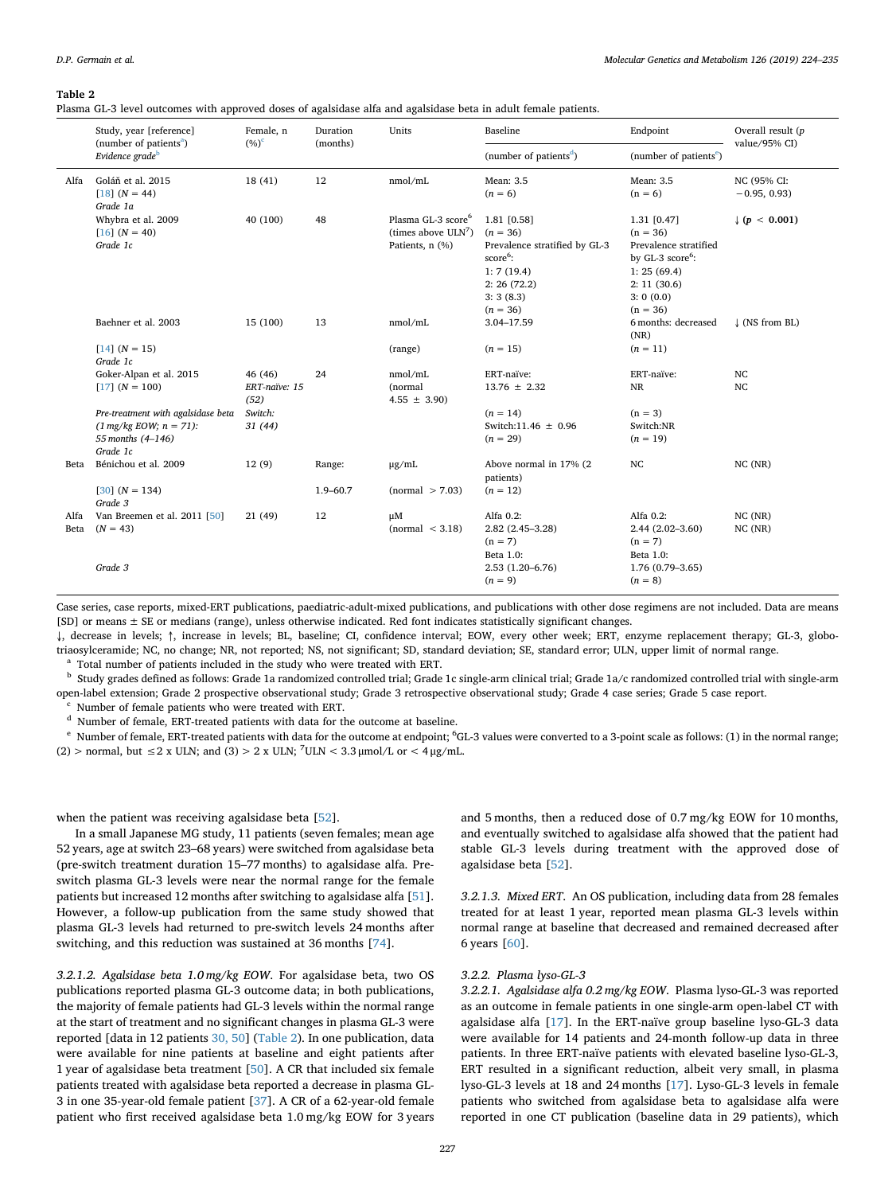**Table 2**
Plasma GL-3 level outcomes with approved doses of agalsidase alfa and agalsidase beta in adult female patients.

| | Study, year [reference] (number of patients[a]) *Evidence grade*[b] | Female, n (%)[c] | Duration (months) | Units | Baseline (number of patients[d]) | Endpoint (number of patients[e]) | Overall result (p value/95% CI) |
|---|---|---|---|---|---|---|---|
| Alfa | Goláň et al. 2015 [18] (N = 44) *Grade 1a* | 18 (41) | 12 | nmol/mL | Mean: 3.5 (n = 6) | Mean: 3.5 (n = 6) | NC (95% CI: −0.95, 0.93) |
| | Whybra et al. 2009 [16] (N = 40) *Grade 1c* | 40 (100) | 48 | Plasma GL-3 score[6] (times above ULN[7]) Patients, n (%) | 1.81 [0.58] (n = 36) Prevalence stratified by GL-3 score[6]: 1: 7 (19.4) 2: 26 (72.2) 3: 3 (8.3) (n = 36) | 1.31 [0.47] (n = 36) Prevalence stratified by GL-3 score[6]: 1: 25 (69.4) 2: 11 (30.6) 3: 0 (0.0) (n = 36) | ↓ (***p* < 0.001**) |
| | Baehner et al. 2003 [14] (N = 15) *Grade 1c* | 15 (100) | 13 | nmol/mL (range) | 3.04–17.59 (n = 15) | 6 months: decreased (NR) (n = 11) | ↓ (NS from BL) |
| | Goker-Alpan et al. 2015 [17] (N = 100) *Pre-treatment with agalsidase beta (1 mg/kg EOW; n = 71): 55 months (4–146)* *Grade 1c* | 46 (46) *ERT-naïve: 15 (52)* *Switch: 31 (44)* | 24 | nmol/mL (normal 4.55 ± 3.90) | ERT-naïve: 13.76 ± 2.32 (n = 14) Switch:11.46 ± 0.96 (n = 29) | ERT-naïve: NR (n = 3) Switch:NR (n = 19) | NC NC |
| Beta | Bénichou et al. 2009 [30] (N = 134) *Grade 3* | 12 (9) | Range: 1.9–60.7 | μg/mL (normal > 7.03) | Above normal in 17% (2 patients) (n = 12) | NC | NC (NR) |
| Alfa Beta | Van Breemen et al. 2011 [50] (N = 43) *Grade 3* | 21 (49) | 12 | μM (normal < 3.18) | Alfa 0.2: 2.82 (2.45–3.28) (n = 7) Beta 1.0: 2.53 (1.20–6.76) (n = 9) | Alfa 0.2: 2.44 (2.02–3.60) (n = 7) Beta 1.0: 1.76 (0.79–3.65) (n = 8) | NC (NR) NC (NR) |

Case series, case reports, mixed-ERT publications, paediatric-adult-mixed publications, and publications with other dose regimens are not included. Data are means [SD] or means ± SE or medians (range), unless otherwise indicated. Red font indicates statistically significant changes.

↓, decrease in levels; ↑, increase in levels; BL, baseline; CI, confidence interval; EOW, every other week; ERT, enzyme replacement therapy; GL-3, globotriaosylceramide; NC, no change; NR, not reported; NS, not significant; SD, standard deviation; SE, standard error; ULN, upper limit of normal range.

[a] Total number of patients included in the study who were treated with ERT.

[b] Study grades defined as follows: Grade 1a randomized controlled trial; Grade 1c single-arm clinical trial; Grade 1a/c randomized controlled trial with single-arm open-label extension; Grade 2 prospective observational study; Grade 3 retrospective observational study; Grade 4 case series; Grade 5 case report.

[c] Number of female patients who were treated with ERT.

[d] Number of female, ERT-treated patients with data for the outcome at baseline.

[e] Number of female, ERT-treated patients with data for the outcome at endpoint; [6]GL-3 values were converted to a 3-point scale as follows: (1) in the normal range; (2) > normal, but ≤2 x ULN; and (3) > 2 x ULN; [7]ULN < 3.3 μmol/L or < 4 μg/mL.

when the patient was receiving agalsidase beta [52].

In a small Japanese MG study, 11 patients (seven females; mean age 52 years, age at switch 23–68 years) were switched from agalsidase beta (pre-switch treatment duration 15–77 months) to agalsidase alfa. Pre-switch plasma GL-3 levels were near the normal range for the female patients but increased 12 months after switching to agalsidase alfa [51]. However, a follow-up publication from the same study showed that plasma GL-3 levels had returned to pre-switch levels 24 months after switching, and this reduction was sustained at 36 months [74].

*3.2.1.2. Agalsidase beta 1.0 mg/kg EOW*. For agalsidase beta, two OS publications reported plasma GL-3 outcome data; in both publications, the majority of female patients had GL-3 levels within the normal range at the start of treatment and no significant changes in plasma GL-3 were reported [data in 12 patients 30, 50] (Table 2). In one publication, data were available for nine patients at baseline and eight patients after 1 year of agalsidase beta treatment [50]. A CR that included six female patients treated with agalsidase beta reported a decrease in plasma GL-3 in one 35-year-old female patient [37]. A CR of a 62-year-old female patient who first received agalsidase beta 1.0 mg/kg EOW for 3 years and 5 months, then a reduced dose of 0.7 mg/kg EOW for 10 months, and eventually switched to agalsidase alfa showed that the patient had stable GL-3 levels during treatment with the approved dose of agalsidase beta [52].

*3.2.1.3. Mixed ERT*. An OS publication, including data from 28 females treated for at least 1 year, reported mean plasma GL-3 levels within normal range at baseline that decreased and remained decreased after 6 years [60].

#### 3.2.2. Plasma lyso-GL-3

*3.2.2.1. Agalsidase alfa 0.2 mg/kg EOW*. Plasma lyso-GL-3 was reported as an outcome in female patients in one single-arm open-label CT with agalsidase alfa [17]. In the ERT-naïve group baseline lyso-GL-3 data were available for 14 patients and 24-month follow-up data in three patients. In three ERT-naïve patients with elevated baseline lyso-GL-3, ERT resulted in a significant reduction, albeit very small, in plasma lyso-GL-3 levels at 18 and 24 months [17]. Lyso-GL-3 levels in female patients who switched from agalsidase beta to agalsidase alfa were reported in one CT publication (baseline data in 29 patients), which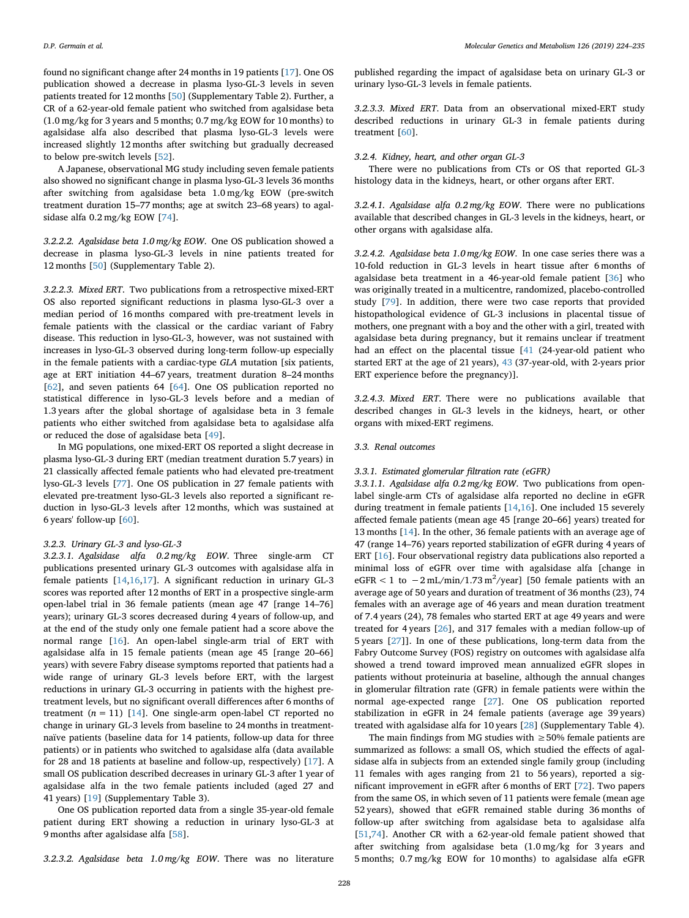found no significant change after 24 months in 19 patients [17]. One OS publication showed a decrease in plasma lyso-GL-3 levels in seven patients treated for 12 months [50] (Supplementary Table 2). Further, a CR of a 62-year-old female patient who switched from agalsidase beta (1.0 mg/kg for 3 years and 5 months; 0.7 mg/kg EOW for 10 months) to agalsidase alfa also described that plasma lyso-GL-3 levels were increased slightly 12 months after switching but gradually decreased to below pre-switch levels [52].

A Japanese, observational MG study including seven female patients also showed no significant change in plasma lyso-GL-3 levels 36 months after switching from agalsidase beta 1.0 mg/kg EOW (pre-switch treatment duration 15–77 months; age at switch 23–68 years) to agalsidase alfa 0.2 mg/kg EOW [74].

*3.2.2.2. Agalsidase beta 1.0 mg/kg EOW.* One OS publication showed a decrease in plasma lyso-GL-3 levels in nine patients treated for 12 months [50] (Supplementary Table 2).

*3.2.2.3. Mixed ERT.* Two publications from a retrospective mixed-ERT OS also reported significant reductions in plasma lyso-GL-3 over a median period of 16 months compared with pre-treatment levels in female patients with the classical or the cardiac variant of Fabry disease. This reduction in lyso-GL-3, however, was not sustained with increases in lyso-GL-3 observed during long-term follow-up especially in the female patients with a cardiac-type *GLA* mutation [six patients, age at ERT initiation 44–67 years, treatment duration 8–24 months [62], and seven patients 64 [64]. One OS publication reported no statistical difference in lyso-GL-3 levels before and a median of 1.3 years after the global shortage of agalsidase beta in 3 female patients who either switched from agalsidase beta to agalsidase alfa or reduced the dose of agalsidase beta [49].

In MG populations, one mixed-ERT OS reported a slight decrease in plasma lyso-GL-3 during ERT (median treatment duration 5.7 years) in 21 classically affected female patients who had elevated pre-treatment lyso-GL-3 levels [77]. One OS publication in 27 female patients with elevated pre-treatment lyso-GL-3 levels also reported a significant reduction in lyso-GL-3 levels after 12 months, which was sustained at 6 years' follow-up [60].

### 3.2.3. Urinary GL-3 and lyso-GL-3

*3.2.3.1. Agalsidase alfa 0.2 mg/kg EOW.* Three single-arm CT publications presented urinary GL-3 outcomes with agalsidase alfa in female patients [14,16,17]. A significant reduction in urinary GL-3 scores was reported after 12 months of ERT in a prospective single-arm open-label trial in 36 female patients (mean age 47 [range 14–76] years); urinary GL-3 scores decreased during 4 years of follow-up, and at the end of the study only one female patient had a score above the normal range [16]. An open-label single-arm trial of ERT with agalsidase alfa in 15 female patients (mean age 45 [range 20–66] years) with severe Fabry disease symptoms reported that patients had a wide range of urinary GL-3 levels before ERT, with the largest reductions in urinary GL-3 occurring in patients with the highest pre-treatment levels, but no significant overall differences after 6 months of treatment ($n = 11$) [14]. One single-arm open-label CT reported no change in urinary GL-3 levels from baseline to 24 months in treatment-naïve patients (baseline data for 14 patients, follow-up data for three patients) or in patients who switched to agalsidase alfa (data available for 28 and 18 patients at baseline and follow-up, respectively) [17]. A small OS publication described decreases in urinary GL-3 after 1 year of agalsidase alfa in the two female patients included (aged 27 and 41 years) [19] (Supplementary Table 3).

One OS publication reported data from a single 35-year-old female patient during ERT showing a reduction in urinary lyso-GL-3 at 9 months after agalsidase alfa [58].

*3.2.3.2. Agalsidase beta 1.0 mg/kg EOW.* There was no literature published regarding the impact of agalsidase beta on urinary GL-3 or urinary lyso-GL-3 levels in female patients.

*3.2.3.3. Mixed ERT.* Data from an observational mixed-ERT study described reductions in urinary GL-3 in female patients during treatment [60].

### 3.2.4. Kidney, heart, and other organ GL-3

There were no publications from CTs or OS that reported GL-3 histology data in the kidneys, heart, or other organs after ERT.

*3.2.4.1. Agalsidase alfa 0.2 mg/kg EOW.* There were no publications available that described changes in GL-3 levels in the kidneys, heart, or other organs with agalsidase alfa.

*3.2.4.2. Agalsidase beta 1.0 mg/kg EOW.* In one case series there was a 10-fold reduction in GL-3 levels in heart tissue after 6 months of agalsidase beta treatment in a 46-year-old female patient [36] who was originally treated in a multicentre, randomized, placebo-controlled study [79]. In addition, there were two case reports that provided histopathological evidence of GL-3 inclusions in placental tissue of mothers, one pregnant with a boy and the other with a girl, treated with agalsidase beta during pregnancy, but it remains unclear if treatment had an effect on the placental tissue [41 (24-year-old patient who started ERT at the age of 21 years), 43 (37-year-old, with 2-years prior ERT experience before the pregnancy)].

*3.2.4.3. Mixed ERT.* There were no publications available that described changes in GL-3 levels in the kidneys, heart, or other organs with mixed-ERT regimens.

## 3.3. Renal outcomes

### 3.3.1. Estimated glomerular filtration rate (eGFR)

*3.3.1.1. Agalsidase alfa 0.2 mg/kg EOW.* Two publications from open-label single-arm CTs of agalsidase alfa reported no decline in eGFR during treatment in female patients [14,16]. One included 15 severely affected female patients (mean age 45 [range 20–66] years) treated for 13 months [14]. In the other, 36 female patients with an average age of 47 (range 14–76) years reported stabilization of eGFR during 4 years of ERT [16]. Four observational registry data publications also reported a minimal loss of eGFR over time with agalsidase alfa [change in eGFR < 1 to $-2$ mL/min/1.73 $m^2$/year] [50 female patients with an average age of 50 years and duration of treatment of 36 months (23), 74 females with an average age of 46 years and mean duration treatment of 7.4 years (24), 78 females who started ERT at age 49 years and were treated for 4 years [26], and 317 females with a median follow-up of 5 years [27]]. In one of these publications, long-term data from the Fabry Outcome Survey (FOS) registry on outcomes with agalsidase alfa showed a trend toward improved mean annualized eGFR slopes in patients without proteinuria at baseline, although the annual changes in glomerular filtration rate (GFR) in female patients were within the normal age-expected range [27]. One OS publication reported stabilization in eGFR in 24 female patients (average age 39 years) treated with agalsidase alfa for 10 years [28] (Supplementary Table 4).

The main findings from MG studies with ≥50% female patients are summarized as follows: a small OS, which studied the effects of agalsidase alfa in subjects from an extended single family group (including 11 females with ages ranging from 21 to 56 years), reported a significant improvement in eGFR after 6 months of ERT [72]. Two papers from the same OS, in which seven of 11 patients were female (mean age 52 years), showed that eGFR remained stable during 36 months of follow-up after switching from agalsidase beta to agalsidase alfa [51,74]. Another CR with a 62-year-old female patient showed that after switching from agalsidase beta (1.0 mg/kg for 3 years and 5 months; 0.7 mg/kg EOW for 10 months) to agalsidase alfa eGFR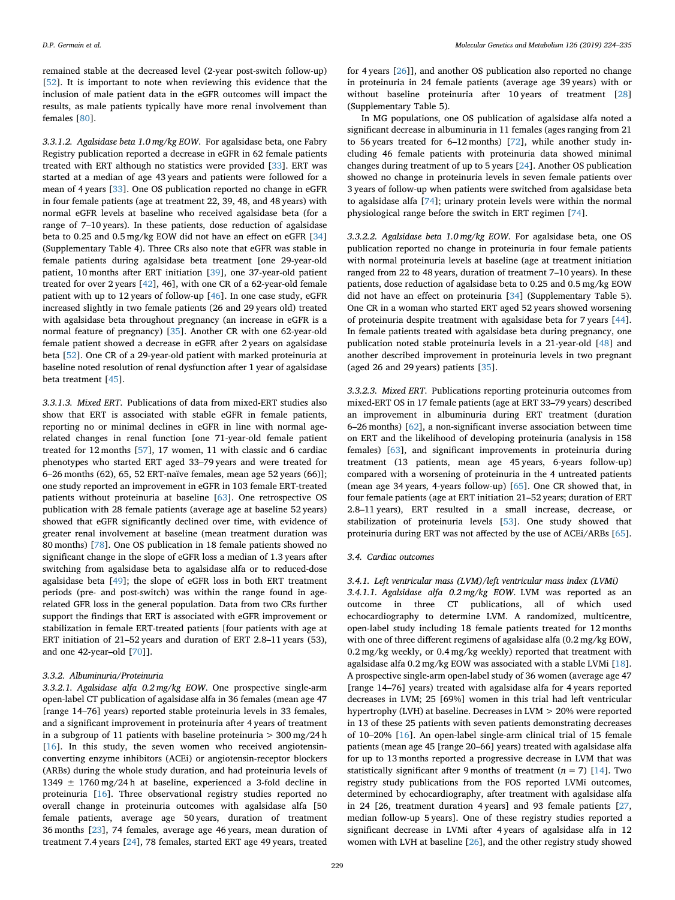remained stable at the decreased level (2-year post-switch follow-up) [52]. It is important to note when reviewing this evidence that the inclusion of male patient data in the eGFR outcomes will impact the results, as male patients typically have more renal involvement than females [80].

*3.3.1.2. Agalsidase beta 1.0 mg/kg EOW*. For agalsidase beta, one Fabry Registry publication reported a decrease in eGFR in 62 female patients treated with ERT although no statistics were provided [33]. ERT was started at a median of age 43 years and patients were followed for a mean of 4 years [33]. One OS publication reported no change in eGFR in four female patients (age at treatment 22, 39, 48, and 48 years) with normal eGFR levels at baseline who received agalsidase beta (for a range of 7–10 years). In these patients, dose reduction of agalsidase beta to 0.25 and 0.5 mg/kg EOW did not have an effect on eGFR [34] (Supplementary Table 4). Three CRs also note that eGFR was stable in female patients during agalsidase beta treatment [one 29-year-old patient, 10 months after ERT initiation [39], one 37-year-old patient treated for over 2 years [42], 46], with one CR of a 62-year-old female patient with up to 12 years of follow-up [46]. In one case study, eGFR increased slightly in two female patients (26 and 29 years old) treated with agalsidase beta throughout pregnancy (an increase in eGFR is a normal feature of pregnancy) [35]. Another CR with one 62-year-old female patient showed a decrease in eGFR after 2 years on agalsidase beta [52]. One CR of a 29-year-old patient with marked proteinuria at baseline noted resolution of renal dysfunction after 1 year of agalsidase beta treatment [45].

*3.3.1.3. Mixed ERT*. Publications of data from mixed-ERT studies also show that ERT is associated with stable eGFR in female patients, reporting no or minimal declines in eGFR in line with normal age-related changes in renal function [one 71-year-old female patient treated for 12 months [57], 17 women, 11 with classic and 6 cardiac phenotypes who started ERT aged 33–79 years and were treated for 6–26 months (62), 65, 52 ERT-naïve females, mean age 52 years (66)]; one study reported an improvement in eGFR in 103 female ERT-treated patients without proteinuria at baseline [63]. One retrospective OS publication with 28 female patients (average age at baseline 52 years) showed that eGFR significantly declined over time, with evidence of greater renal involvement at baseline (mean treatment duration was 80 months) [78]. One OS publication in 18 female patients showed no significant change in the slope of eGFR loss a median of 1.3 years after switching from agalsidase beta to agalsidase alfa or to reduced-dose agalsidase beta [49]; the slope of eGFR loss in both ERT treatment periods (pre- and post-switch) was within the range found in age-related GFR loss in the general population. Data from two CRs further support the findings that ERT is associated with eGFR improvement or stabilization in female ERT-treated patients [four patients with age at ERT initiation of 21–52 years and duration of ERT 2.8–11 years (53), and one 42-year–old [70]].

### 3.3.2. Albuminuria/Proteinuria

*3.3.2.1. Agalsidase alfa 0.2 mg/kg EOW*. One prospective single-arm open-label CT publication of agalsidase alfa in 36 females (mean age 47 [range 14–76] years) reported stable proteinuria levels in 33 females, and a significant improvement in proteinuria after 4 years of treatment in a subgroup of 11 patients with baseline proteinuria > 300 mg/24 h [16]. In this study, the seven women who received angiotensin-converting enzyme inhibitors (ACEi) or angiotensin-receptor blockers (ARBs) during the whole study duration, and had proteinuria levels of 1349 ± 1760 mg/24 h at baseline, experienced a 3-fold decline in proteinuria [16]. Three observational registry studies reported no overall change in proteinuria outcomes with agalsidase alfa [50 female patients, average age 50 years, duration of treatment 36 months [23], 74 females, average age 46 years, mean duration of treatment 7.4 years [24], 78 females, started ERT age 49 years, treated for 4 years [26]], and another OS publication also reported no change in proteinuria in 24 female patients (average age 39 years) with or without baseline proteinuria after 10 years of treatment [28] (Supplementary Table 5).

In MG populations, one OS publication of agalsidase alfa noted a significant decrease in albuminuria in 11 females (ages ranging from 21 to 56 years treated for 6–12 months) [72], while another study including 46 female patients with proteinuria data showed minimal changes during treatment of up to 5 years [24]. Another OS publication showed no change in proteinuria levels in seven female patients over 3 years of follow-up when patients were switched from agalsidase beta to agalsidase alfa [74]; urinary protein levels were within the normal physiological range before the switch in ERT regimen [74].

*3.3.2.2. Agalsidase beta 1.0 mg/kg EOW*. For agalsidase beta, one OS publication reported no change in proteinuria in four female patients with normal proteinuria levels at baseline (age at treatment initiation ranged from 22 to 48 years, duration of treatment 7–10 years). In these patients, dose reduction of agalsidase beta to 0.25 and 0.5 mg/kg EOW did not have an effect on proteinuria [34] (Supplementary Table 5). One CR in a woman who started ERT aged 52 years showed worsening of proteinuria despite treatment with agalsidase beta for 7 years [44]. In female patients treated with agalsidase beta during pregnancy, one publication noted stable proteinuria levels in a 21-year-old [48] and another described improvement in proteinuria levels in two pregnant (aged 26 and 29 years) patients [35].

*3.3.2.3. Mixed ERT*. Publications reporting proteinuria outcomes from mixed-ERT OS in 17 female patients (age at ERT 33–79 years) described an improvement in albuminuria during ERT treatment (duration 6–26 months) [62], a non-significant inverse association between time on ERT and the likelihood of developing proteinuria (analysis in 158 females) [63], and significant improvements in proteinuria during treatment (13 patients, mean age 45 years, 6-years follow-up) compared with a worsening of proteinuria in the 4 untreated patients (mean age 34 years, 4-years follow-up) [65]. One CR showed that, in four female patients (age at ERT initiation 21–52 years; duration of ERT 2.8–11 years), ERT resulted in a small increase, decrease, or stabilization of proteinuria levels [53]. One study showed that proteinuria during ERT was not affected by the use of ACEi/ARBs [65].

## 3.4. Cardiac outcomes

### 3.4.1. Left ventricular mass (LVM)/left ventricular mass index (LVMi)

*3.4.1.1. Agalsidase alfa 0.2 mg/kg EOW*. LVM was reported as an outcome in three CT publications, all of which used echocardiography to determine LVM. A randomized, multicentre, open-label study including 18 female patients treated for 12 months with one of three different regimens of agalsidase alfa (0.2 mg/kg EOW, 0.2 mg/kg weekly, or 0.4 mg/kg weekly) reported that treatment with agalsidase alfa 0.2 mg/kg EOW was associated with a stable LVMi [18]. A prospective single-arm open-label study of 36 women (average age 47 [range 14–76] years) treated with agalsidase alfa for 4 years reported decreases in LVM; 25 [69%] women in this trial had left ventricular hypertrophy (LVH) at baseline. Decreases in LVM > 20% were reported in 13 of these 25 patients with seven patients demonstrating decreases of 10–20% [16]. An open-label single-arm clinical trial of 15 female patients (mean age 45 [range 20–66] years) treated with agalsidase alfa for up to 13 months reported a progressive decrease in LVM that was statistically significant after 9 months of treatment ($n = 7$) [14]. Two registry study publications from the FOS reported LVMi outcomes, determined by echocardiography, after treatment with agalsidase alfa in 24 [26, treatment duration 4 years] and 93 female patients [27, median follow-up 5 years]. One of these registry studies reported a significant decrease in LVMi after 4 years of agalsidase alfa in 12 women with LVH at baseline [26], and the other registry study showed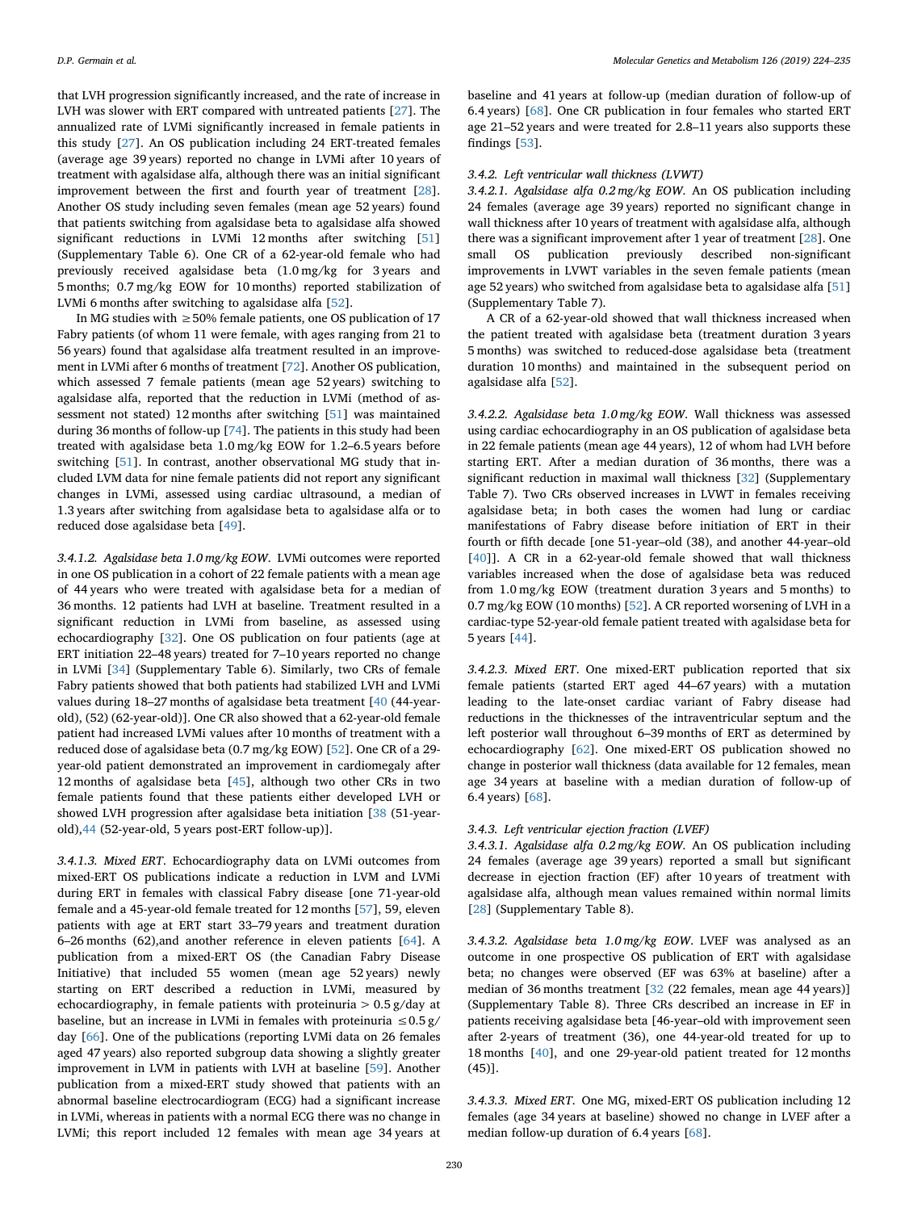that LVH progression significantly increased, and the rate of increase in LVH was slower with ERT compared with untreated patients [27]. The annualized rate of LVMi significantly increased in female patients in this study [27]. An OS publication including 24 ERT-treated females (average age 39 years) reported no change in LVMi after 10 years of treatment with agalsidase alfa, although there was an initial significant improvement between the first and fourth year of treatment [28]. Another OS study including seven females (mean age 52 years) found that patients switching from agalsidase beta to agalsidase alfa showed significant reductions in LVMi 12 months after switching [51] (Supplementary Table 6). One CR of a 62-year-old female who had previously received agalsidase beta (1.0 mg/kg for 3 years and 5 months; 0.7 mg/kg EOW for 10 months) reported stabilization of LVMi 6 months after switching to agalsidase alfa [52].

In MG studies with ≥50% female patients, one OS publication of 17 Fabry patients (of whom 11 were female, with ages ranging from 21 to 56 years) found that agalsidase alfa treatment resulted in an improvement in LVMi after 6 months of treatment [72]. Another OS publication, which assessed 7 female patients (mean age 52 years) switching to agalsidase alfa, reported that the reduction in LVMi (method of assessment not stated) 12 months after switching [51] was maintained during 36 months of follow-up [74]. The patients in this study had been treated with agalsidase beta 1.0 mg/kg EOW for 1.2–6.5 years before switching [51]. In contrast, another observational MG study that included LVM data for nine female patients did not report any significant changes in LVMi, assessed using cardiac ultrasound, a median of 1.3 years after switching from agalsidase beta to agalsidase alfa or to reduced dose agalsidase beta [49].

*3.4.1.2. Agalsidase beta 1.0 mg/kg EOW.* LVMi outcomes were reported in one OS publication in a cohort of 22 female patients with a mean age of 44 years who were treated with agalsidase beta for a median of 36 months. 12 patients had LVH at baseline. Treatment resulted in a significant reduction in LVMi from baseline, as assessed using echocardiography [32]. One OS publication on four patients (age at ERT initiation 22–48 years) treated for 7–10 years reported no change in LVMi [34] (Supplementary Table 6). Similarly, two CRs of female Fabry patients showed that both patients had stabilized LVH and LVMi values during 18–27 months of agalsidase beta treatment [40 (44-year-old), (52) (62-year-old)]. One CR also showed that a 62-year-old female patient had increased LVMi values after 10 months of treatment with a reduced dose of agalsidase beta (0.7 mg/kg EOW) [52]. One CR of a 29-year-old patient demonstrated an improvement in cardiomegaly after 12 months of agalsidase beta [45], although two other CRs in two female patients found that these patients either developed LVH or showed LVH progression after agalsidase beta initiation [38 (51-year-old),44 (52-year-old, 5 years post-ERT follow-up)].

*3.4.1.3. Mixed ERT.* Echocardiography data on LVMi outcomes from mixed-ERT OS publications indicate a reduction in LVM and LVMi during ERT in females with classical Fabry disease [one 71-year-old female and a 45-year-old female treated for 12 months [57], 59, eleven patients with age at ERT start 33–79 years and treatment duration 6–26 months (62),and another reference in eleven patients [64]. A publication from a mixed-ERT OS (the Canadian Fabry Disease Initiative) that included 55 women (mean age 52 years) newly starting on ERT described a reduction in LVMi, measured by echocardiography, in female patients with proteinuria > 0.5 g/day at baseline, but an increase in LVMi in females with proteinuria ≤0.5 g/day [66]. One of the publications (reporting LVMi data on 26 females aged 47 years) also reported subgroup data showing a slightly greater improvement in LVM in patients with LVH at baseline [59]. Another publication from a mixed-ERT study showed that patients with an abnormal baseline electrocardiogram (ECG) had a significant increase in LVMi, whereas in patients with a normal ECG there was no change in LVMi; this report included 12 females with mean age 34 years at baseline and 41 years at follow-up (median duration of follow-up of 6.4 years) [68]. One CR publication in four females who started ERT age 21–52 years and were treated for 2.8–11 years also supports these findings [53].

### 3.4.2. Left ventricular wall thickness (LVWT)

*3.4.2.1. Agalsidase alfa 0.2 mg/kg EOW.* An OS publication including 24 females (average age 39 years) reported no significant change in wall thickness after 10 years of treatment with agalsidase alfa, although there was a significant improvement after 1 year of treatment [28]. One small OS publication previously described non-significant improvements in LVWT variables in the seven female patients (mean age 52 years) who switched from agalsidase beta to agalsidase alfa [51] (Supplementary Table 7).

A CR of a 62-year-old showed that wall thickness increased when the patient treated with agalsidase beta (treatment duration 3 years 5 months) was switched to reduced-dose agalsidase beta (treatment duration 10 months) and maintained in the subsequent period on agalsidase alfa [52].

*3.4.2.2. Agalsidase beta 1.0 mg/kg EOW.* Wall thickness was assessed using cardiac echocardiography in an OS publication of agalsidase beta in 22 female patients (mean age 44 years), 12 of whom had LVH before starting ERT. After a median duration of 36 months, there was a significant reduction in maximal wall thickness [32] (Supplementary Table 7). Two CRs observed increases in LVWT in females receiving agalsidase beta; in both cases the women had lung or cardiac manifestations of Fabry disease before initiation of ERT in their fourth or fifth decade [one 51-year–old (38), and another 44-year–old [40]]. A CR in a 62-year-old female showed that wall thickness variables increased when the dose of agalsidase beta was reduced from 1.0 mg/kg EOW (treatment duration 3 years and 5 months) to 0.7 mg/kg EOW (10 months) [52]. A CR reported worsening of LVH in a cardiac-type 52-year-old female patient treated with agalsidase beta for 5 years [44].

*3.4.2.3. Mixed ERT.* One mixed-ERT publication reported that six female patients (started ERT aged 44–67 years) with a mutation leading to the late-onset cardiac variant of Fabry disease had reductions in the thicknesses of the intraventricular septum and the left posterior wall throughout 6–39 months of ERT as determined by echocardiography [62]. One mixed-ERT OS publication showed no change in posterior wall thickness (data available for 12 females, mean age 34 years at baseline with a median duration of follow-up of 6.4 years) [68].

### 3.4.3. Left ventricular ejection fraction (LVEF)

*3.4.3.1. Agalsidase alfa 0.2 mg/kg EOW.* An OS publication including 24 females (average age 39 years) reported a small but significant decrease in ejection fraction (EF) after 10 years of treatment with agalsidase alfa, although mean values remained within normal limits [28] (Supplementary Table 8).

*3.4.3.2. Agalsidase beta 1.0 mg/kg EOW.* LVEF was analysed as an outcome in one prospective OS publication of ERT with agalsidase beta; no changes were observed (EF was 63% at baseline) after a median of 36 months treatment [32 (22 females, mean age 44 years)] (Supplementary Table 8). Three CRs described an increase in EF in patients receiving agalsidase beta [46-year–old with improvement seen after 2-years of treatment (36), one 44-year-old treated for up to 18 months [40], and one 29-year-old patient treated for 12 months (45)].

*3.4.3.3. Mixed ERT.* One MG, mixed-ERT OS publication including 12 females (age 34 years at baseline) showed no change in LVEF after a median follow-up duration of 6.4 years [68].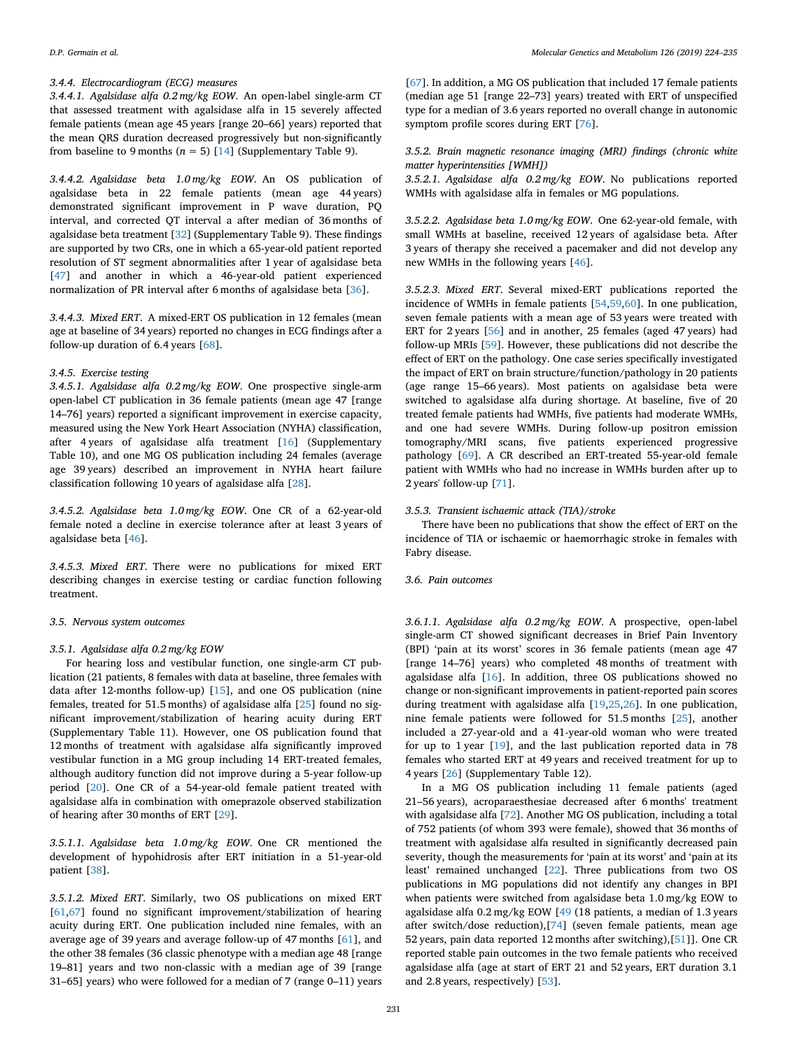#### 3.4.4. Electrocardiogram (ECG) measures

*3.4.4.1. Agalsidase alfa 0.2 mg/kg EOW.* An open-label single-arm CT that assessed treatment with agalsidase alfa in 15 severely affected female patients (mean age 45 years [range 20–66] years) reported that the mean QRS duration decreased progressively but non-significantly from baseline to 9 months ($n = 5$) [14] (Supplementary Table 9).

*3.4.4.2. Agalsidase beta 1.0 mg/kg EOW.* An OS publication of agalsidase beta in 22 female patients (mean age 44 years) demonstrated significant improvement in P wave duration, PQ interval, and corrected QT interval a after median of 36 months of agalsidase beta treatment [32] (Supplementary Table 9). These findings are supported by two CRs, one in which a 65-year-old patient reported resolution of ST segment abnormalities after 1 year of agalsidase beta [47] and another in which a 46-year-old patient experienced normalization of PR interval after 6 months of agalsidase beta [36].

*3.4.4.3. Mixed ERT.* A mixed-ERT OS publication in 12 females (mean age at baseline of 34 years) reported no changes in ECG findings after a follow-up duration of 6.4 years [68].

#### 3.4.5. Exercise testing

*3.4.5.1. Agalsidase alfa 0.2 mg/kg EOW.* One prospective single-arm open-label CT publication in 36 female patients (mean age 47 [range 14–76] years) reported a significant improvement in exercise capacity, measured using the New York Heart Association (NYHA) classification, after 4 years of agalsidase alfa treatment [16] (Supplementary Table 10), and one MG OS publication including 24 females (average age 39 years) described an improvement in NYHA heart failure classification following 10 years of agalsidase alfa [28].

*3.4.5.2. Agalsidase beta 1.0 mg/kg EOW.* One CR of a 62-year-old female noted a decline in exercise tolerance after at least 3 years of agalsidase beta [46].

*3.4.5.3. Mixed ERT.* There were no publications for mixed ERT describing changes in exercise testing or cardiac function following treatment.

### 3.5. Nervous system outcomes

#### 3.5.1. Agalsidase alfa 0.2 mg/kg EOW

For hearing loss and vestibular function, one single-arm CT publication (21 patients, 8 females with data at baseline, three females with data after 12-months follow-up) [15], and one OS publication (nine females, treated for 51.5 months) of agalsidase alfa [25] found no significant improvement/stabilization of hearing acuity during ERT (Supplementary Table 11). However, one OS publication found that 12 months of treatment with agalsidase alfa significantly improved vestibular function in a MG group including 14 ERT-treated females, although auditory function did not improve during a 5-year follow-up period [20]. One CR of a 54-year-old female patient treated with agalsidase alfa in combination with omeprazole observed stabilization of hearing after 30 months of ERT [29].

*3.5.1.1. Agalsidase beta 1.0 mg/kg EOW.* One CR mentioned the development of hypohidrosis after ERT initiation in a 51-year-old patient [38].

*3.5.1.2. Mixed ERT.* Similarly, two OS publications on mixed ERT [61,67] found no significant improvement/stabilization of hearing acuity during ERT. One publication included nine females, with an average age of 39 years and average follow-up of 47 months [61], and the other 38 females (36 classic phenotype with a median age 48 [range 19–81] years and two non-classic with a median age of 39 [range 31–65] years) who were followed for a median of 7 (range 0–11) years [67]. In addition, a MG OS publication that included 17 female patients (median age 51 [range 22–73] years) treated with ERT of unspecified type for a median of 3.6 years reported no overall change in autonomic symptom profile scores during ERT [76].

#### 3.5.2. Brain magnetic resonance imaging (MRI) findings (chronic white matter hyperintensities [WMH])

*3.5.2.1. Agalsidase alfa 0.2 mg/kg EOW.* No publications reported WMHs with agalsidase alfa in females or MG populations.

*3.5.2.2. Agalsidase beta 1.0 mg/kg EOW.* One 62-year-old female, with small WMHs at baseline, received 12 years of agalsidase beta. After 3 years of therapy she received a pacemaker and did not develop any new WMHs in the following years [46].

*3.5.2.3. Mixed ERT.* Several mixed-ERT publications reported the incidence of WMHs in female patients [54,59,60]. In one publication, seven female patients with a mean age of 53 years were treated with ERT for 2 years [56] and in another, 25 females (aged 47 years) had follow-up MRIs [59]. However, these publications did not describe the effect of ERT on the pathology. One case series specifically investigated the impact of ERT on brain structure/function/pathology in 20 patients (age range 15–66 years). Most patients on agalsidase beta were switched to agalsidase alfa during shortage. At baseline, five of 20 treated female patients had WMHs, five patients had moderate WMHs, and one had severe WMHs. During follow-up positron emission tomography/MRI scans, five patients experienced progressive pathology [69]. A CR described an ERT-treated 55-year-old female patient with WMHs who had no increase in WMHs burden after up to 2 years' follow-up [71].

#### 3.5.3. Transient ischaemic attack (TIA)/stroke

There have been no publications that show the effect of ERT on the incidence of TIA or ischaemic or haemorrhagic stroke in females with Fabry disease.

### 3.6. Pain outcomes

*3.6.1.1. Agalsidase alfa 0.2 mg/kg EOW.* A prospective, open-label single-arm CT showed significant decreases in Brief Pain Inventory (BPI) 'pain at its worst' scores in 36 female patients (mean age 47 [range 14–76] years) who completed 48 months of treatment with agalsidase alfa [16]. In addition, three OS publications showed no change or non-significant improvements in patient-reported pain scores during treatment with agalsidase alfa [19,25,26]. In one publication, nine female patients were followed for 51.5 months [25], another included a 27-year-old and a 41-year-old woman who were treated for up to 1 year [19], and the last publication reported data in 78 females who started ERT at 49 years and received treatment for up to 4 years [26] (Supplementary Table 12).

In a MG OS publication including 11 female patients (aged 21–56 years), acroparaesthesiae decreased after 6 months' treatment with agalsidase alfa [72]. Another MG OS publication, including a total of 752 patients (of whom 393 were female), showed that 36 months of treatment with agalsidase alfa resulted in significantly decreased pain severity, though the measurements for 'pain at its worst' and 'pain at its least' remained unchanged [22]. Three publications from two OS publications in MG populations did not identify any changes in BPI when patients were switched from agalsidase beta 1.0 mg/kg EOW to agalsidase alfa 0.2 mg/kg EOW [49 (18 patients, a median of 1.3 years after switch/dose reduction),[74] (seven female patients, mean age 52 years, pain data reported 12 months after switching),[51]]. One CR reported stable pain outcomes in the two female patients who received agalsidase alfa (age at start of ERT 21 and 52 years, ERT duration 3.1 and 2.8 years, respectively) [53].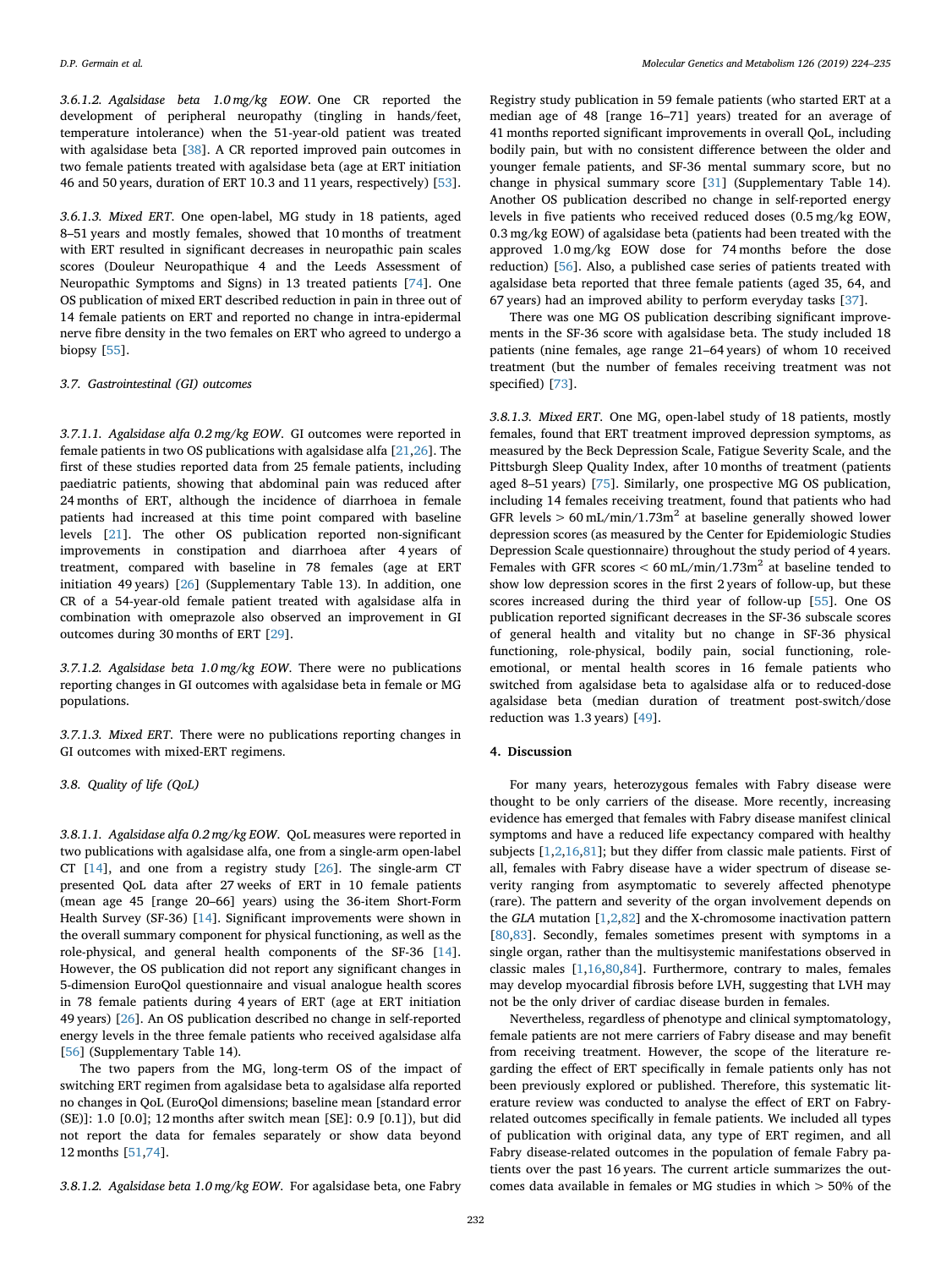*3.6.1.2. Agalsidase beta 1.0 mg/kg EOW.* One CR reported the development of peripheral neuropathy (tingling in hands/feet, temperature intolerance) when the 51-year-old patient was treated with agalsidase beta [38]. A CR reported improved pain outcomes in two female patients treated with agalsidase beta (age at ERT initiation 46 and 50 years, duration of ERT 10.3 and 11 years, respectively) [53].

*3.6.1.3. Mixed ERT.* One open-label, MG study in 18 patients, aged 8–51 years and mostly females, showed that 10 months of treatment with ERT resulted in significant decreases in neuropathic pain scales scores (Douleur Neuropathique 4 and the Leeds Assessment of Neuropathic Symptoms and Signs) in 13 treated patients [74]. One OS publication of mixed ERT described reduction in pain in three out of 14 female patients on ERT and reported no change in intra-epidermal nerve fibre density in the two females on ERT who agreed to undergo a biopsy [55].

### 3.7. Gastrointestinal (GI) outcomes

*3.7.1.1. Agalsidase alfa 0.2 mg/kg EOW.* GI outcomes were reported in female patients in two OS publications with agalsidase alfa [21,26]. The first of these studies reported data from 25 female patients, including paediatric patients, showing that abdominal pain was reduced after 24 months of ERT, although the incidence of diarrhoea in female patients had increased at this time point compared with baseline levels [21]. The other OS publication reported non-significant improvements in constipation and diarrhoea after 4 years of treatment, compared with baseline in 78 females (age at ERT initiation 49 years) [26] (Supplementary Table 13). In addition, one CR of a 54-year-old female patient treated with agalsidase alfa in combination with omeprazole also observed an improvement in GI outcomes during 30 months of ERT [29].

*3.7.1.2. Agalsidase beta 1.0 mg/kg EOW.* There were no publications reporting changes in GI outcomes with agalsidase beta in female or MG populations.

*3.7.1.3. Mixed ERT.* There were no publications reporting changes in GI outcomes with mixed-ERT regimens.

### 3.8. Quality of life (QoL)

*3.8.1.1. Agalsidase alfa 0.2 mg/kg EOW.* QoL measures were reported in two publications with agalsidase alfa, one from a single-arm open-label CT [14], and one from a registry study [26]. The single-arm CT presented QoL data after 27 weeks of ERT in 10 female patients (mean age 45 [range 20–66] years) using the 36-item Short-Form Health Survey (SF-36) [14]. Significant improvements were shown in the overall summary component for physical functioning, as well as the role-physical, and general health components of the SF-36 [14]. However, the OS publication did not report any significant changes in 5-dimension EuroQol questionnaire and visual analogue health scores in 78 female patients during 4 years of ERT (age at ERT initiation 49 years) [26]. An OS publication described no change in self-reported energy levels in the three female patients who received agalsidase alfa [56] (Supplementary Table 14).

The two papers from the MG, long-term OS of the impact of switching ERT regimen from agalsidase beta to agalsidase alfa reported no changes in QoL (EuroQol dimensions; baseline mean [standard error (SE)]: 1.0 [0.0]; 12 months after switch mean [SE]: 0.9 [0.1]), but did not report the data for females separately or show data beyond 12 months [51,74].

*3.8.1.2. Agalsidase beta 1.0 mg/kg EOW.* For agalsidase beta, one Fabry Registry study publication in 59 female patients (who started ERT at a median age of 48 [range 16–71] years) treated for an average of 41 months reported significant improvements in overall QoL, including bodily pain, but with no consistent difference between the older and younger female patients, and SF-36 mental summary score, but no change in physical summary score [31] (Supplementary Table 14). Another OS publication described no change in self-reported energy levels in five patients who received reduced doses (0.5 mg/kg EOW, 0.3 mg/kg EOW) of agalsidase beta (patients had been treated with the approved 1.0 mg/kg EOW dose for 74 months before the dose reduction) [56]. Also, a published case series of patients treated with agalsidase beta reported that three female patients (aged 35, 64, and 67 years) had an improved ability to perform everyday tasks [37].

There was one MG OS publication describing significant improvements in the SF-36 score with agalsidase beta. The study included 18 patients (nine females, age range 21–64 years) of whom 10 received treatment (but the number of females receiving treatment was not specified) [73].

*3.8.1.3. Mixed ERT.* One MG, open-label study of 18 patients, mostly females, found that ERT treatment improved depression symptoms, as measured by the Beck Depression Scale, Fatigue Severity Scale, and the Pittsburgh Sleep Quality Index, after 10 months of treatment (patients aged 8–51 years) [75]. Similarly, one prospective MG OS publication, including 14 females receiving treatment, found that patients who had GFR levels > 60 mL/min/1.73m$^2$ at baseline generally showed lower depression scores (as measured by the Center for Epidemiologic Studies Depression Scale questionnaire) throughout the study period of 4 years. Females with GFR scores < 60 mL/min/1.73m$^2$ at baseline tended to show low depression scores in the first 2 years of follow-up, but these scores increased during the third year of follow-up [55]. One OS publication reported significant decreases in the SF-36 subscale scores of general health and vitality but no change in SF-36 physical functioning, role-physical, bodily pain, social functioning, role-emotional, or mental health scores in 16 female patients who switched from agalsidase beta to agalsidase alfa or to reduced-dose agalsidase beta (median duration of treatment post-switch/dose reduction was 1.3 years) [49].

## 4. Discussion

For many years, heterozygous females with Fabry disease were thought to be only carriers of the disease. More recently, increasing evidence has emerged that females with Fabry disease manifest clinical symptoms and have a reduced life expectancy compared with healthy subjects [1,2,16,81]; but they differ from classic male patients. First of all, females with Fabry disease have a wider spectrum of disease severity ranging from asymptomatic to severely affected phenotype (rare). The pattern and severity of the organ involvement depends on the *GLA* mutation [1,2,82] and the X-chromosome inactivation pattern [80,83]. Secondly, females sometimes present with symptoms in a single organ, rather than the multisystemic manifestations observed in classic males [1,16,80,84]. Furthermore, contrary to males, females may develop myocardial fibrosis before LVH, suggesting that LVH may not be the only driver of cardiac disease burden in females.

Nevertheless, regardless of phenotype and clinical symptomatology, female patients are not mere carriers of Fabry disease and may benefit from receiving treatment. However, the scope of the literature regarding the effect of ERT specifically in female patients only has not been previously explored or published. Therefore, this systematic literature review was conducted to analyse the effect of ERT on Fabry-related outcomes specifically in female patients. We included all types of publication with original data, any type of ERT regimen, and all Fabry disease-related outcomes in the population of female Fabry patients over the past 16 years. The current article summarizes the outcomes data available in females or MG studies in which > 50% of the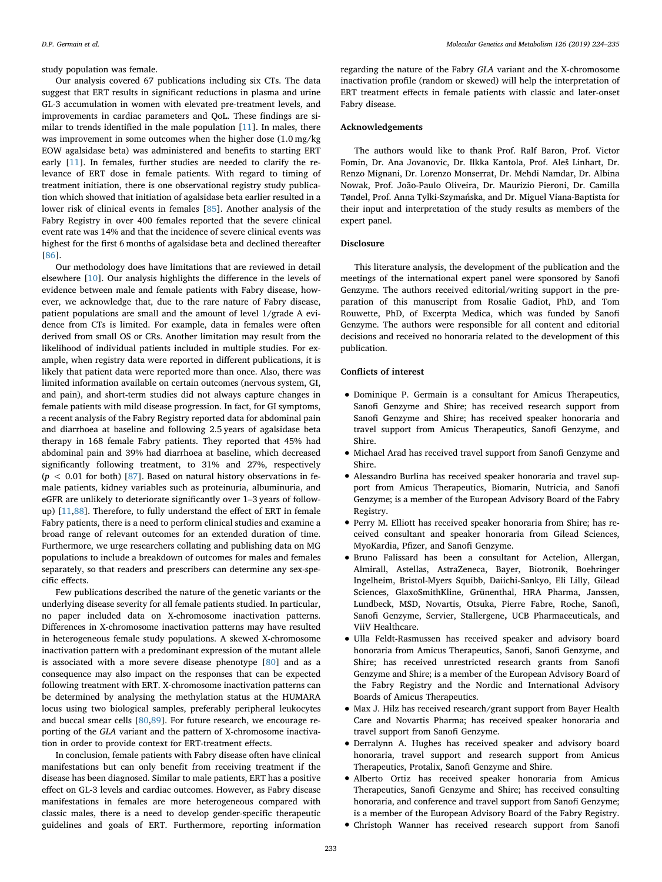study population was female.

Our analysis covered 67 publications including six CTs. The data suggest that ERT results in significant reductions in plasma and urine GL-3 accumulation in women with elevated pre-treatment levels, and improvements in cardiac parameters and QoL. These findings are similar to trends identified in the male population [11]. In males, there was improvement in some outcomes when the higher dose (1.0 mg/kg EOW agalsidase beta) was administered and benefits to starting ERT early [11]. In females, further studies are needed to clarify the relevance of ERT dose in female patients. With regard to timing of treatment initiation, there is one observational registry study publication which showed that initiation of agalsidase beta earlier resulted in a lower risk of clinical events in females [85]. Another analysis of the Fabry Registry in over 400 females reported that the severe clinical event rate was 14% and that the incidence of severe clinical events was highest for the first 6 months of agalsidase beta and declined thereafter [86].

Our methodology does have limitations that are reviewed in detail elsewhere [10]. Our analysis highlights the difference in the levels of evidence between male and female patients with Fabry disease, however, we acknowledge that, due to the rare nature of Fabry disease, patient populations are small and the amount of level 1/grade A evidence from CTs is limited. For example, data in females were often derived from small OS or CRs. Another limitation may result from the likelihood of individual patients included in multiple studies. For example, when registry data were reported in different publications, it is likely that patient data were reported more than once. Also, there was limited information available on certain outcomes (nervous system, GI, and pain), and short-term studies did not always capture changes in female patients with mild disease progression. In fact, for GI symptoms, a recent analysis of the Fabry Registry reported data for abdominal pain and diarrhoea at baseline and following 2.5 years of agalsidase beta therapy in 168 female Fabry patients. They reported that 45% had abdominal pain and 39% had diarrhoea at baseline, which decreased significantly following treatment, to 31% and 27%, respectively ($p < 0.01$ for both) [87]. Based on natural history observations in female patients, kidney variables such as proteinuria, albuminuria, and eGFR are unlikely to deteriorate significantly over 1–3 years of follow-up) [11,88]. Therefore, to fully understand the effect of ERT in female Fabry patients, there is a need to perform clinical studies and examine a broad range of relevant outcomes for an extended duration of time. Furthermore, we urge researchers collating and publishing data on MG populations to include a breakdown of outcomes for males and females separately, so that readers and prescribers can determine any sex-specific effects.

Few publications described the nature of the genetic variants or the underlying disease severity for all female patients studied. In particular, no paper included data on X-chromosome inactivation patterns. Differences in X-chromosome inactivation patterns may have resulted in heterogeneous female study populations. A skewed X-chromosome inactivation pattern with a predominant expression of the mutant allele is associated with a more severe disease phenotype [80] and as a consequence may also impact on the responses that can be expected following treatment with ERT. X-chromosome inactivation patterns can be determined by analysing the methylation status at the HUMARA locus using two biological samples, preferably peripheral leukocytes and buccal smear cells [80,89]. For future research, we encourage reporting of the *GLA* variant and the pattern of X-chromosome inactivation in order to provide context for ERT-treatment effects.

In conclusion, female patients with Fabry disease often have clinical manifestations but can only benefit from receiving treatment if the disease has been diagnosed. Similar to male patients, ERT has a positive effect on GL-3 levels and cardiac outcomes. However, as Fabry disease manifestations in females are more heterogeneous compared with classic males, there is a need to develop gender-specific therapeutic guidelines and goals of ERT. Furthermore, reporting information regarding the nature of the Fabry *GLA* variant and the X-chromosome inactivation profile (random or skewed) will help the interpretation of ERT treatment effects in female patients with classic and later-onset Fabry disease.

## Acknowledgements

The authors would like to thank Prof. Ralf Baron, Prof. Victor Fomin, Dr. Ana Jovanovic, Dr. Ilkka Kantola, Prof. Aleš Linhart, Dr. Renzo Mignani, Dr. Lorenzo Monserrat, Dr. Mehdi Namdar, Dr. Albina Nowak, Prof. João-Paulo Oliveira, Dr. Maurizio Pieroni, Dr. Camilla Tøndel, Prof. Anna Tylki-Szymańska, and Dr. Miguel Viana-Baptista for their input and interpretation of the study results as members of the expert panel.

## Disclosure

This literature analysis, the development of the publication and the meetings of the international expert panel were sponsored by Sanofi Genzyme. The authors received editorial/writing support in the preparation of this manuscript from Rosalie Gadiot, PhD, and Tom Rouwette, PhD, of Excerpta Medica, which was funded by Sanofi Genzyme. The authors were responsible for all content and editorial decisions and received no honoraria related to the development of this publication.

## Conflicts of interest

- Dominique P. Germain is a consultant for Amicus Therapeutics, Sanofi Genzyme and Shire; has received research support from Sanofi Genzyme and Shire; has received speaker honoraria and travel support from Amicus Therapeutics, Sanofi Genzyme, and Shire.
- Michael Arad has received travel support from Sanofi Genzyme and Shire.
- Alessandro Burlina has received speaker honoraria and travel support from Amicus Therapeutics, Biomarin, Nutricia, and Sanofi Genzyme; is a member of the European Advisory Board of the Fabry Registry.
- Perry M. Elliott has received speaker honoraria from Shire; has received consultant and speaker honoraria from Gilead Sciences, MyoKardia, Pfizer, and Sanofi Genzyme.
- Bruno Falissard has been a consultant for Actelion, Allergan, Almirall, Astellas, AstraZeneca, Bayer, Biotronik, Boehringer Ingelheim, Bristol-Myers Squibb, Daiichi-Sankyo, Eli Lilly, Gilead Sciences, GlaxoSmithKline, Grünenthal, HRA Pharma, Janssen, Lundbeck, MSD, Novartis, Otsuka, Pierre Fabre, Roche, Sanofi, Sanofi Genzyme, Servier, Stallergene, UCB Pharmaceuticals, and ViiV Healthcare.
- Ulla Feldt-Rasmussen has received speaker and advisory board honoraria from Amicus Therapeutics, Sanofi, Sanofi Genzyme, and Shire; has received unrestricted research grants from Sanofi Genzyme and Shire; is a member of the European Advisory Board of the Fabry Registry and the Nordic and International Advisory Boards of Amicus Therapeutics.
- Max J. Hilz has received research/grant support from Bayer Health Care and Novartis Pharma; has received speaker honoraria and travel support from Sanofi Genzyme.
- Derralynn A. Hughes has received speaker and advisory board honoraria, travel support and research support from Amicus Therapeutics, Protalix, Sanofi Genzyme and Shire.
- Alberto Ortiz has received speaker honoraria from Amicus Therapeutics, Sanofi Genzyme and Shire; has received consulting honoraria, and conference and travel support from Sanofi Genzyme; is a member of the European Advisory Board of the Fabry Registry.
- Christoph Wanner has received research support from Sanofi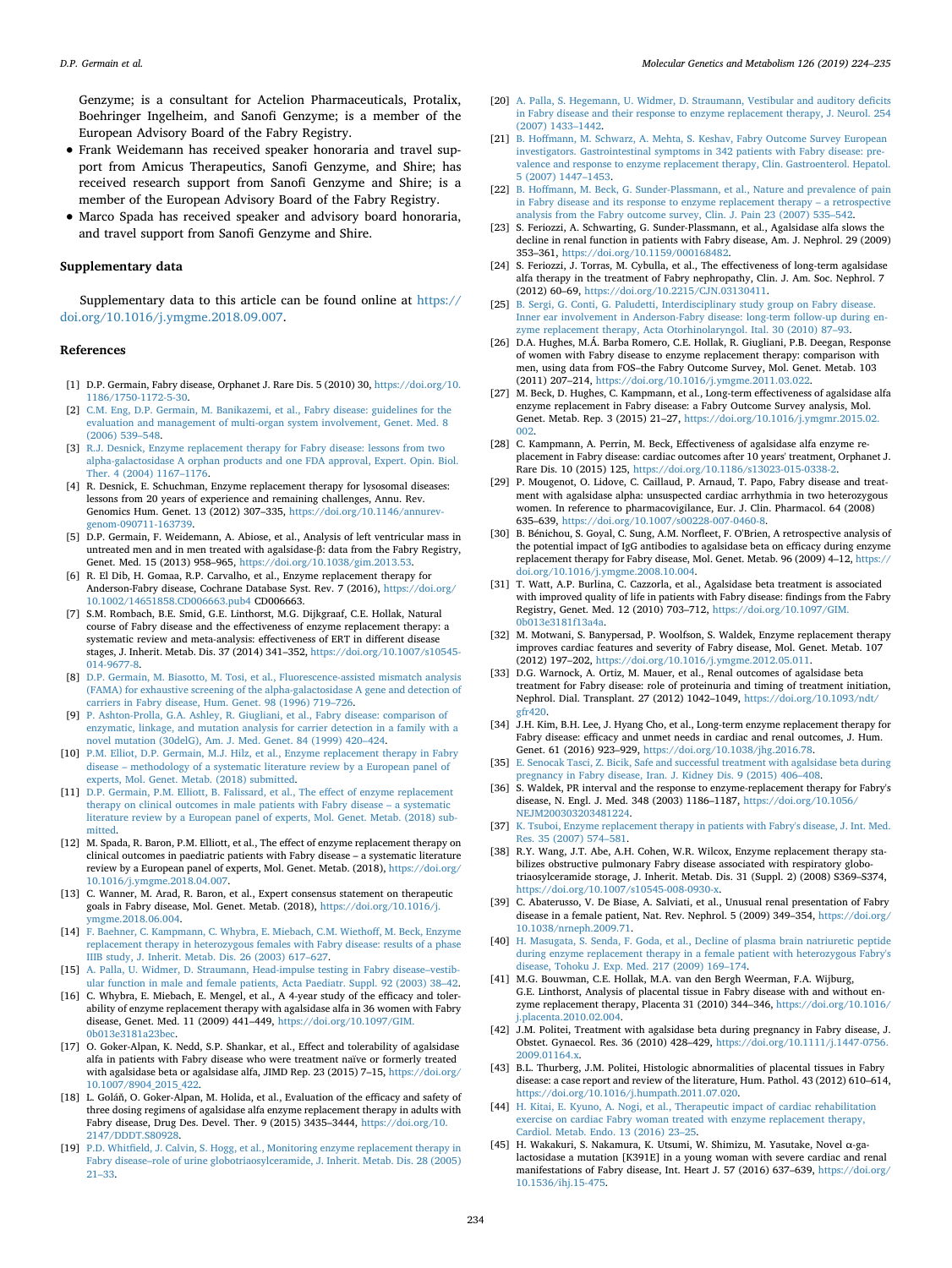Genzyme; is a consultant for Actelion Pharmaceuticals, Protalix, Boehringer Ingelheim, and Sanofi Genzyme; is a member of the European Advisory Board of the Fabry Registry.

- Frank Weidemann has received speaker honoraria and travel support from Amicus Therapeutics, Sanofi Genzyme, and Shire; has received research support from Sanofi Genzyme and Shire; is a member of the European Advisory Board of the Fabry Registry.
- Marco Spada has received speaker and advisory board honoraria, and travel support from Sanofi Genzyme and Shire.

## Supplementary data

Supplementary data to this article can be found online at https://doi.org/10.1016/j.ymgme.2018.09.007.

## References

[1] D.P. Germain, Fabry disease, Orphanet J. Rare Dis. 5 (2010) 30, https://doi.org/10.1186/1750-1172-5-30.

[2] C.M. Eng, D.P. Germain, M. Banikazemi, et al., Fabry disease: guidelines for the evaluation and management of multi-organ system involvement, Genet. Med. 8 (2006) 539–548.

[3] R.J. Desnick, Enzyme replacement therapy for Fabry disease: lessons from two alpha-galactosidase A orphan products and one FDA approval, Expert. Opin. Biol. Ther. 4 (2004) 1167–1176.

[4] R. Desnick, E. Schuchman, Enzyme replacement therapy for lysosomal diseases: lessons from 20 years of experience and remaining challenges, Annu. Rev. Genomics Hum. Genet. 13 (2012) 307–335, https://doi.org/10.1146/annurev-genom-090711-163739.

[5] D.P. Germain, F. Weidemann, A. Abiose, et al., Analysis of left ventricular mass in untreated men and in men treated with agalsidase-β: data from the Fabry Registry, Genet. Med. 15 (2013) 958–965, https://doi.org/10.1038/gim.2013.53.

[6] R. El Dib, H. Gomaa, R.P. Carvalho, et al., Enzyme replacement therapy for Anderson-Fabry disease, Cochrane Database Syst. Rev. 7 (2016), https://doi.org/10.1002/14651858.CD006663.pub4 CD006663.

[7] S.M. Rombach, B.E. Smid, G.E. Linthorst, M.G. Dijkgraaf, C.E. Hollak, Natural course of Fabry disease and the effectiveness of enzyme replacement therapy: a systematic review and meta-analysis: effectiveness of ERT in different disease stages, J. Inherit. Metab. Dis. 37 (2014) 341–352, https://doi.org/10.1007/s10545-014-9677-8.

[8] D.P. Germain, M. Biasotto, M. Tosi, et al., Fluorescence-assisted mismatch analysis (FAMA) for exhaustive screening of the alpha-galactosidase A gene and detection of carriers in Fabry disease, Hum. Genet. 98 (1996) 719–726.

[9] P. Ashton-Prolla, G.A. Ashley, R. Giugliani, et al., Fabry disease: comparison of enzymatic, linkage, and mutation analysis for carrier detection in a family with a novel mutation (30delG), Am. J. Med. Genet. 84 (1999) 420–424.

[10] P.M. Elliot, D.P. Germain, M.J. Hilz, et al., Enzyme replacement therapy in Fabry disease – methodology of a systematic literature review by a European panel of experts, Mol. Genet. Metab. (2018) submitted.

[11] D.P. Germain, P.M. Elliott, B. Falissard, et al., The effect of enzyme replacement therapy on clinical outcomes in male patients with Fabry disease – a systematic literature review by a European panel of experts, Mol. Genet. Metab. (2018) submitted.

[12] M. Spada, R. Baron, P.M. Elliott, et al., The effect of enzyme replacement therapy on clinical outcomes in paediatric patients with Fabry disease – a systematic literature review by a European panel of experts, Mol. Genet. Metab. (2018), https://doi.org/10.1016/j.ymgme.2018.04.007.

[13] C. Wanner, M. Arad, R. Baron, et al., Expert consensus statement on therapeutic goals in Fabry disease, Mol. Genet. Metab. (2018), https://doi.org/10.1016/j.ymgme.2018.06.004.

[14] F. Baehner, C. Kampmann, C. Whybra, E. Miebach, C.M. Wiethoff, M. Beck, Enzyme replacement therapy in heterozygous females with Fabry disease: results of a phase IIIB study, J. Inherit. Metab. Dis. 26 (2003) 617–627.

[15] A. Palla, U. Widmer, D. Straumann, Head-impulse testing in Fabry disease–vestibular function in male and female patients, Acta Paediatr. Suppl. 92 (2003) 38–42.

[16] C. Whybra, E. Miebach, E. Mengel, et al., A 4-year study of the efficacy and tolerability of enzyme replacement therapy with agalsidase alfa in 36 women with Fabry disease, Genet. Med. 11 (2009) 441–449, https://doi.org/10.1097/GIM.0b013e3181a23bec.

[17] O. Goker-Alpan, K. Nedd, S.P. Shankar, et al., Effect and tolerability of agalsidase alfa in patients with Fabry disease who were treatment naïve or formerly treated with agalsidase beta or agalsidase alfa, JIMD Rep. 23 (2015) 7–15, https://doi.org/10.1007/8904_2015_422.

[18] L. Goláň, O. Goker-Alpan, M. Holida, et al., Evaluation of the efficacy and safety of three dosing regimens of agalsidase alfa enzyme replacement therapy in adults with Fabry disease, Drug Des. Devel. Ther. 9 (2015) 3435–3444, https://doi.org/10.2147/DDDT.S80928.

[19] P.D. Whitfield, J. Calvin, S. Hogg, et al., Monitoring enzyme replacement therapy in Fabry disease–role of urine globotriaosylceramide, J. Inherit. Metab. Dis. 28 (2005) 21–33.

[20] A. Palla, S. Hegemann, U. Widmer, D. Straumann, Vestibular and auditory deficits in Fabry disease and their response to enzyme replacement therapy, J. Neurol. 254 (2007) 1433–1442.

[21] B. Hoffmann, M. Schwarz, A. Mehta, S. Keshav, Fabry Outcome Survey European investigators. Gastrointestinal symptoms in 342 patients with Fabry disease: prevalence and response to enzyme replacement therapy, Clin. Gastroenterol. Hepatol. 5 (2007) 1447–1453.

[22] B. Hoffmann, M. Beck, G. Sunder-Plassmann, et al., Nature and prevalence of pain in Fabry disease and its response to enzyme replacement therapy – a retrospective analysis from the Fabry outcome survey, Clin. J. Pain 23 (2007) 535–542.

[23] S. Feriozzi, A. Schwarting, G. Sunder-Plassmann, et al., Agalsidase alfa slows the decline in renal function in patients with Fabry disease, Am. J. Nephrol. 29 (2009) 353–361, https://doi.org/10.1159/000168482.

[24] S. Feriozzi, J. Torras, M. Cybulla, et al., The effectiveness of long-term agalsidase alfa therapy in the treatment of Fabry nephropathy, Clin. J. Am. Soc. Nephrol. 7 (2012) 60–69, https://doi.org/10.2215/CJN.03130411.

[25] B. Sergi, G. Conti, G. Paludetti, Interdisciplinary study group on Fabry disease. Inner ear involvement in Anderson-Fabry disease: long-term follow-up during enzyme replacement therapy, Acta Otorhinolaryngol. Ital. 30 (2010) 87–93.

[26] D.A. Hughes, M.Á. Barba Romero, C.E. Hollak, R. Giugliani, P.B. Deegan, Response of women with Fabry disease to enzyme replacement therapy: comparison with men, using data from FOS–the Fabry Outcome Survey, Mol. Genet. Metab. 103 (2011) 207–214, https://doi.org/10.1016/j.ymgme.2011.03.022.

[27] M. Beck, D. Hughes, C. Kampmann, et al., Long-term effectiveness of agalsidase alfa enzyme replacement in Fabry disease: a Fabry Outcome Survey analysis, Mol. Genet. Metab. Rep. 3 (2015) 21–27, https://doi.org/10.1016/j.ymgmr.2015.02.002.

[28] C. Kampmann, A. Perrin, M. Beck, Effectiveness of agalsidase alfa enzyme replacement in Fabry disease: cardiac outcomes after 10 years' treatment, Orphanet J. Rare Dis. 10 (2015) 125, https://doi.org/10.1186/s13023-015-0338-2.

[29] P. Mougenot, O. Lidove, C. Caillaud, P. Arnaud, T. Papo, Fabry disease and treatment with agalsidase alpha: unsuspected cardiac arrhythmia in two heterozygous women. In reference to pharmacovigilance, Eur. J. Clin. Pharmacol. 64 (2008) 635–639, https://doi.org/10.1007/s00228-007-0460-8.

[30] B. Bénichou, S. Goyal, C. Sung, A.M. Norfleet, F. O'Brien, A retrospective analysis of the potential impact of IgG antibodies to agalsidase beta on efficacy during enzyme replacement therapy for Fabry disease, Mol. Genet. Metab. 96 (2009) 4–12, https://doi.org/10.1016/j.ymgme.2008.10.004.

[31] T. Watt, A.P. Burlina, C. Cazzorla, et al., Agalsidase beta treatment is associated with improved quality of life in patients with Fabry disease: findings from the Fabry Registry, Genet. Med. 12 (2010) 703–712, https://doi.org/10.1097/GIM.0b013e3181f13a4a.

[32] M. Motwani, S. Banypersad, P. Woolfson, S. Waldek, Enzyme replacement therapy improves cardiac features and severity of Fabry disease, Mol. Genet. Metab. 107 (2012) 197–202, https://doi.org/10.1016/j.ymgme.2012.05.011.

[33] D.G. Warnock, A. Ortiz, M. Mauer, et al., Renal outcomes of agalsidase beta treatment for Fabry disease: role of proteinuria and timing of treatment initiation, Nephrol. Dial. Transplant. 27 (2012) 1042–1049, https://doi.org/10.1093/ndt/gfr420.

[34] J.H. Kim, B.H. Lee, J. Hyang Cho, et al., Long-term enzyme replacement therapy for Fabry disease: efficacy and unmet needs in cardiac and renal outcomes, J. Hum. Genet. 61 (2016) 923–929, https://doi.org/10.1038/jhg.2016.78.

[35] E. Senocak Tasci, Z. Bicik, Safe and successful treatment with agalsidase beta during pregnancy in Fabry disease, Iran. J. Kidney Dis. 9 (2015) 406–408.

[36] S. Waldek, PR interval and the response to enzyme-replacement therapy for Fabry's disease, N. Engl. J. Med. 348 (2003) 1186–1187, https://doi.org/10.1056/NEJM200303203481224.

[37] K. Tsuboi, Enzyme replacement therapy in patients with Fabry's disease, J. Int. Med. Res. 35 (2007) 574–581.

[38] R.Y. Wang, J.T. Abe, A.H. Cohen, W.R. Wilcox, Enzyme replacement therapy stabilizes obstructive pulmonary Fabry disease associated with respiratory globotriaosylceramide storage, J. Inherit. Metab. Dis. 31 (Suppl. 2) (2008) S369–S374, https://doi.org/10.1007/s10545-008-0930-x.

[39] C. Abaterusso, V. De Biase, A. Salviati, et al., Unusual renal presentation of Fabry disease in a female patient, Nat. Rev. Nephrol. 5 (2009) 349–354, https://doi.org/10.1038/nrneph.2009.71.

[40] H. Masugata, S. Senda, F. Goda, et al., Decline of plasma brain natriuretic peptide during enzyme replacement therapy in a female patient with heterozygous Fabry's disease, Tohoku J. Exp. Med. 217 (2009) 169–174.

[41] M.G. Bouwman, C.E. Hollak, M.A. van den Bergh Weerman, F.A. Wijburg, G.E. Linthorst, Analysis of placental tissue in Fabry disease with and without enzyme replacement therapy, Placenta 31 (2010) 344–346, https://doi.org/10.1016/j.placenta.2010.02.004.

[42] J.M. Politei, Treatment with agalsidase beta during pregnancy in Fabry disease, J. Obstet. Gynaecol. Res. 36 (2010) 428–429, https://doi.org/10.1111/j.1447-0756.2009.01164.x.

[43] B.L. Thurberg, J.M. Politei, Histologic abnormalities of placental tissues in Fabry disease: a case report and review of the literature, Hum. Pathol. 43 (2012) 610–614, https://doi.org/10.1016/j.humpath.2011.07.020.

[44] H. Kitai, E. Kyuno, A. Nogi, et al., Therapeutic impact of cardiac rehabilitation exercise on cardiac Fabry woman treated with enzyme replacement therapy, Cardiol. Metab. Endo. 13 (2016) 23–25.

[45] H. Wakakuri, S. Nakamura, K. Utsumi, W. Shimizu, M. Yasutake, Novel α-galactosidase a mutation [K391E] in a young woman with severe cardiac and renal manifestations of Fabry disease, Int. Heart J. 57 (2016) 637–639, https://doi.org/10.1536/ihj.15-475.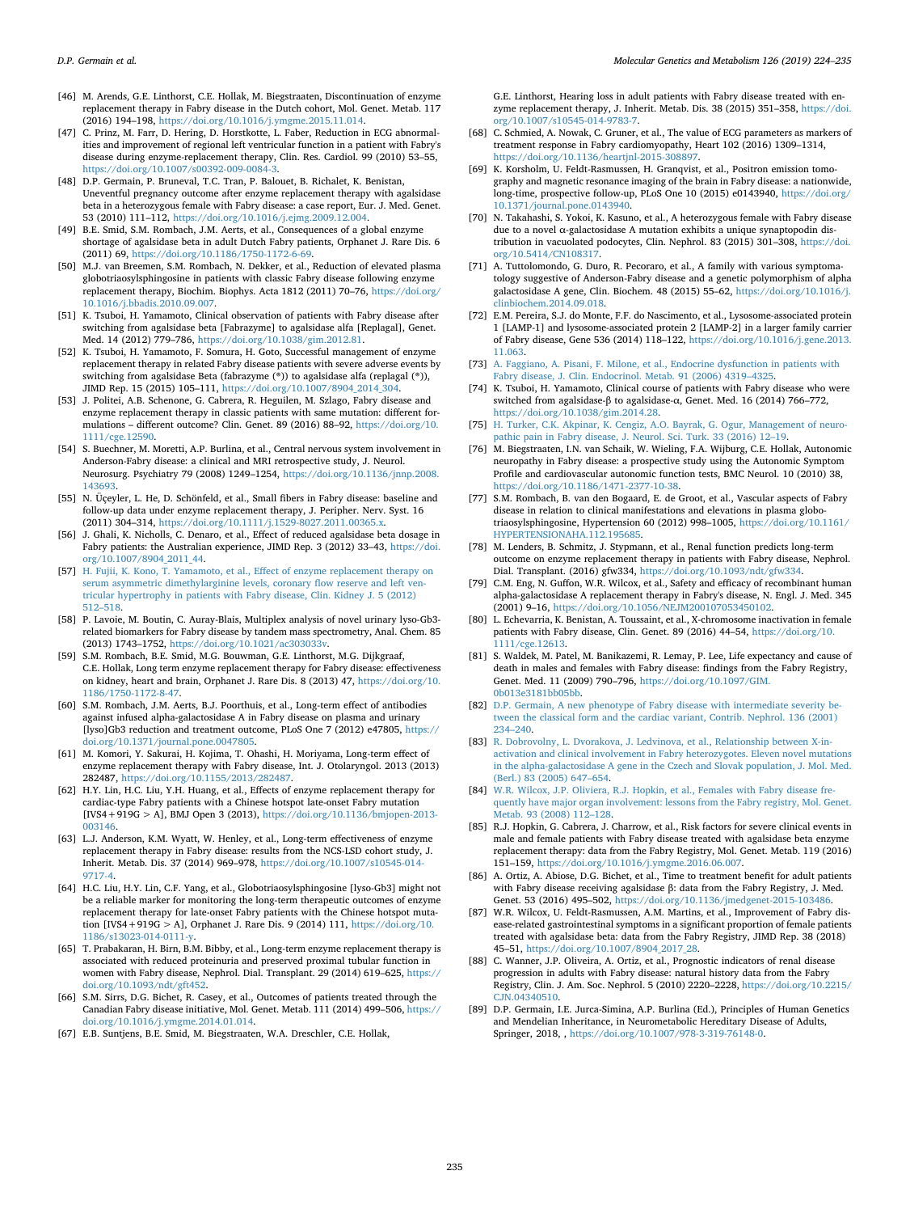[46] M. Arends, G.E. Linthorst, C.E. Hollak, M. Biegstraaten, Discontinuation of enzyme replacement therapy in Fabry disease in the Dutch cohort, Mol. Genet. Metab. 117 (2016) 194–198, https://doi.org/10.1016/j.ymgme.2015.11.014.

[47] C. Prinz, M. Farr, D. Hering, D. Horstkotte, L. Faber, Reduction in ECG abnormalities and improvement of regional left ventricular function in a patient with Fabry's disease during enzyme-replacement therapy, Clin. Res. Cardiol. 99 (2010) 53–55, https://doi.org/10.1007/s00392-009-0084-3.

[48] D.P. Germain, P. Bruneval, T.C. Tran, P. Balouet, B. Richalet, K. Benistan, Uneventful pregnancy outcome after enzyme replacement therapy with agalsidase beta in a heterozygous female with Fabry disease: a case report, Eur. J. Med. Genet. 53 (2010) 111–112, https://doi.org/10.1016/j.ejmg.2009.12.004.

[49] B.E. Smid, S.M. Rombach, J.M. Aerts, et al., Consequences of a global enzyme shortage of agalsidase beta in adult Dutch Fabry patients, Orphanet J Rare Dis. 6 (2011) 69, https://doi.org/10.1186/1750-1172-6-69.

[50] M.J. van Breemen, S.M. Rombach, N. Dekker, et al., Reduction of elevated plasma globotriaosylsphingosine in patients with classic Fabry disease following enzyme replacement therapy, Biochim. Biophys. Acta 1812 (2011) 70–76, https://doi.org/10.1016/j.bbadis.2010.09.007.

[51] K. Tsuboi, H. Yamamoto, Clinical observation of patients with Fabry disease after switching from agalsidase beta [Fabrazyme] to agalsidase alfa [Replagal], Genet. Med. 14 (2012) 779–786, https://doi.org/10.1038/gim.2012.81.

[52] K. Tsuboi, H. Yamamoto, F. Somura, H. Goto, Successful management of enzyme replacement therapy in related Fabry disease patients with severe adverse events by switching from agalsidase Beta (fabrazyme (®)) to agalsidase alfa (replagal (®)), JIMD Rep. 15 (2015) 105–111, https://doi.org/10.1007/8904_2014_304.

[53] J. Politei, A.B. Schenone, G. Cabrera, R. Heguilen, M. Szlago, Fabry disease and enzyme replacement therapy in classic patients with same mutation: different formulations – different outcome? Clin. Genet. 89 (2016) 88–92, https://doi.org/10.1111/cge.12590.

[54] S. Buechner, M. Moretti, A.P. Burlina, et al., Central nervous system involvement in Anderson-Fabry disease: a clinical and MRI retrospective study, J. Neurol. Neurosurg. Psychiatry 79 (2008) 1249–1254, https://doi.org/10.1136/jnnp.2008.143693.

[55] N. Üçeyler, L. He, D. Schönfeld, et al., Small fibers in Fabry disease: baseline and follow-up data under enzyme replacement therapy, J. Peripher. Nerv. Syst. 16 (2011) 304–314, https://doi.org/10.1111/j.1529-8027.2011.00365.x.

[56] J. Ghali, K. Nicholls, C. Denaro, et al., Effect of reduced agalsidase beta dosage in Fabry patients: the Australian experience, JIMD Rep. 3 (2012) 33–43, https://doi.org/10.1007/8904_2011_44.

[57] H. Fujii, K. Kono, T. Yamamoto, et al., Effect of enzyme replacement therapy on serum asymmetric dimethylarginine levels, coronary flow reserve and left ventricular hypertrophy in patients with Fabry disease, Clin. Kidney J. 5 (2012) 512–518.

[58] P. Lavoie, M. Boutin, C. Auray-Blais, Multiplex analysis of novel urinary lyso-Gb3-related biomarkers for Fabry disease by tandem mass spectrometry, Anal. Chem. 85 (2013) 1743–1752, https://doi.org/10.1021/ac303033v.

[59] S.M. Rombach, B.E. Smid, M.G. Bouwman, G.E. Linthorst, M.G. Dijkgraaf, C.E. Hollak, Long term enzyme replacement therapy for Fabry disease: effectiveness on kidney, heart and brain, Orphanet J Rare Dis. 8 (2013) 47, https://doi.org/10.1186/1750-1172-8-47.

[60] S.M. Rombach, J.M. Aerts, B.J. Poorthuis, et al., Long-term effect of antibodies against infused alpha-galactosidase A in Fabry disease on plasma and urinary [lyso]Gb3 reduction and treatment outcome, PLoS One 7 (2012) e47805, https://doi.org/10.1371/journal.pone.0047805.

[61] M. Komori, Y. Sakurai, H. Kojima, T. Ohashi, H. Moriyama, Long-term effect of enzyme replacement therapy with Fabry disease, Int. J. Otolaryngol. 2013 (2013) 282487, https://doi.org/10.1155/2013/282487.

[62] H.Y. Lin, H.C. Liu, Y.H. Huang, et al., Effects of enzyme replacement therapy for cardiac-type Fabry patients with a Chinese hotspot late-onset Fabry mutation [IVS4 + 919G > A], BMJ Open 3 (2013), https://doi.org/10.1136/bmjopen-2013-003146.

[63] L.J. Anderson, K.M. Wyatt, W. Henley, et al., Long-term effectiveness of enzyme replacement therapy in Fabry disease: results from the NCS-LSD cohort study, J. Inherit. Metab. Dis. 37 (2014) 969–978, https://doi.org/10.1007/s10545-014-9717-4.

[64] H.C. Liu, H.Y. Lin, C.F. Yang, et al., Globotriaosylsphingosine [lyso-Gb3] might not be a reliable marker for monitoring the long-term therapeutic outcomes of enzyme replacement therapy for late-onset Fabry patients with the Chinese hotspot mutation [IVS4 + 919G > A], Orphanet J. Rare Dis. 9 (2014) 111, https://doi.org/10.1186/s13023-014-0111-y.

[65] T. Prabakaran, H. Birn, B.M. Bibby, et al., Long-term enzyme replacement therapy is associated with reduced proteinuria and preserved proximal tubular function in women with Fabry disease, Nephrol. Dial. Transplant. 29 (2014) 619–625, https://doi.org/10.1093/ndt/gft452.

[66] S.M. Sirrs, D.G. Bichet, R. Casey, et al., Outcomes of patients treated through the Canadian Fabry disease initiative, Mol. Genet. Metab. 111 (2014) 499–506, https://doi.org/10.1016/j.ymgme.2014.01.014.

[67] E.B. Suntjens, B.E. Smid, M. Biegstraaten, W.A. Dreschler, C.E. Hollak, G.E. Linthorst, Hearing loss in adult patients with Fabry disease treated with enzyme replacement therapy, J. Inherit. Metab. Dis. 38 (2015) 351–358, https://doi.org/10.1007/s10545-014-9783-7.

[68] C. Schmied, A. Nowak, C. Gruner, et al., The value of ECG parameters as markers of treatment response in Fabry cardiomyopathy, Heart 102 (2016) 1309–1314, https://doi.org/10.1136/heartjnl-2015-308897.

[69] K. Korsholm, U. Feldt-Rasmussen, H. Granqvist, et al., Positron emission tomography and magnetic resonance imaging of the brain in Fabry disease: a nationwide, long-time, prospective follow-up, PLoS One 10 (2015) e0143940, https://doi.org/10.1371/journal.pone.0143940.

[70] N. Takahashi, S. Yokoi, K. Kasuno, et al., A heterozygous female with Fabry disease due to a novel α-galactosidase A mutation exhibits a unique synaptopodin distribution in vacuolated podocytes, Clin. Nephrol. 83 (2015) 301–308, https://doi.org/10.5414/CN108317.

[71] A. Tuttolomondo, G. Duro, R. Pecoraro, et al., A family with various symptomatology suggestive of Anderson-Fabry disease and a genetic polymorphism of alpha galactosidase A gene, Clin. Biochem. 48 (2015) 55–62, https://doi.org/10.1016/j.clinbiochem.2014.09.018.

[72] E.M. Pereira, S.J. do Monte, F.F. do Nascimento, et al., Lysosome-associated protein 1 [LAMP-1] and lysosome-associated protein 2 [LAMP-2] in a larger family carrier of Fabry disease, Gene 536 (2014) 118–122, https://doi.org/10.1016/j.gene.2013.11.063.

[73] A. Faggiano, A. Pisani, F. Milone, et al., Endocrine dysfunction in patients with Fabry disease, J. Clin. Endocrinol. Metab. 91 (2006) 4319–4325.

[74] K. Tsuboi, H. Yamamoto, Clinical course of patients with Fabry disease who were switched from agalsidase-β to agalsidase-α, Genet. Med. 16 (2014) 766–772, https://doi.org/10.1038/gim.2014.28.

[75] H. Turker, C.K. Akpinar, K. Cengiz, A.O. Bayrak, G. Ogur, Management of neuropathic pain in Fabry disease, J. Neurol. Sci. Turk. 33 (2016) 12–19.

[76] M. Biegstraaten, I.N. van Schaik, W. Wieling, F.A. Wijburg, C.E. Hollak, Autonomic neuropathy in Fabry disease: a prospective study using the Autonomic Symptom Profile and cardiovascular autonomic function tests, BMC Neurol. 10 (2010) 38, https://doi.org/10.1186/1471-2377-10-38.

[77] S.M. Rombach, B. van den Bogaard, E. de Groot, et al., Vascular aspects of Fabry disease in relation to clinical manifestations and elevations in plasma globotriaosylsphingosine, Hypertension 60 (2012) 998–1005, https://doi.org/10.1161/HYPERTENSIONAHA.112.195685.

[78] M. Lenders, B. Schmitz, J. Stypmann, et al., Renal function predicts long-term outcome on enzyme replacement therapy in patients with Fabry disease, Nephrol. Dial. Transplant. (2016) gfw334, https://doi.org/10.1093/ndt/gfw334.

[79] C.M. Eng, N. Guffon, W.R. Wilcox, et al., Safety and efficacy of recombinant human alpha-galactosidase A replacement therapy in Fabry's disease, N. Engl. J. Med. 345 (2001) 9–16, https://doi.org/10.1056/NEJM200107053450102.

[80] L. Echevarria, K. Benistan, A. Toussaint, et al., X-chromosome inactivation in female patients with Fabry disease, Clin. Genet. 89 (2016) 44–54, https://doi.org/10.1111/cge.12613.

[81] S. Waldek, M. Patel, M. Banikazemi, R. Lemay, P. Lee, Life expectancy and cause of death in males and females with Fabry disease: findings from the Fabry Registry, Genet. Med. 11 (2009) 790–796, https://doi.org/10.1097/GIM.0b013e3181bb05bb.

[82] D.P. Germain, A new phenotype of Fabry disease with intermediate severity between the classical form and the cardiac variant, Contrib. Nephrol. 136 (2001) 234–240.

[83] R. Dobrovolny, L. Dvorakova, J. Ledvinova, et al., Relationship between X-inactivation and clinical involvement in Fabry heterozygotes. Eleven novel mutations in the alpha-galactosidase A gene in the Czech and Slovak population, J. Mol. Med. (Berl.) 83 (2005) 647–654.

[84] W.R. Wilcox, J.P. Oliviera, R.J. Hopkin, et al., Females with Fabry disease frequently have major organ involvement: lessons from the Fabry registry, Mol. Genet. Metab. 93 (2008) 112–128.

[85] R.J. Hopkin, G. Cabrera, J. Charrow, et al., Risk factors for severe clinical events in male and female patients with Fabry disease treated with agalsidase beta enzyme replacement therapy: data from the Fabry Registry, Mol. Genet. Metab. 119 (2016) 151–159, https://doi.org/10.1016/j.ymgme.2016.06.007.

[86] A. Ortiz, A. Abiose, D.G. Bichet, et al., Time to treatment benefit for adult patients with Fabry disease receiving agalsidase β: data from the Fabry Registry, J. Med. Genet. 53 (2016) 495–502, https://doi.org/10.1136/jmedgenet-2015-103486.

[87] W.R. Wilcox, U. Feldt-Rasmussen, A.M. Martins, et al., Improvement of Fabry disease-related gastrointestinal symptoms in a significant proportion of female patients treated with agalsidase beta: data from the Fabry Registry, JIMD Rep. 38 (2018) 45–51, https://doi.org/10.1007/8904_2017_28.

[88] C. Wanner, J.P. Oliveira, A. Ortiz, et al., Prognostic indicators of renal disease progression in adults with Fabry disease: natural history data from the Fabry Registry, Clin. J. Am. Soc. Nephrol. 5 (2010) 2220–2228, https://doi.org/10.2215/CJN.04340510.

[89] D.P. Germain, I.E. Jurca-Simina, A.P. Burlina (Ed.), Principles of Human Genetics and Mendelian Inheritance, in Neurometabolic Hereditary Disease of Adults, Springer, 2018, , https://doi.org/10.1007/978-3-319-76148-0.